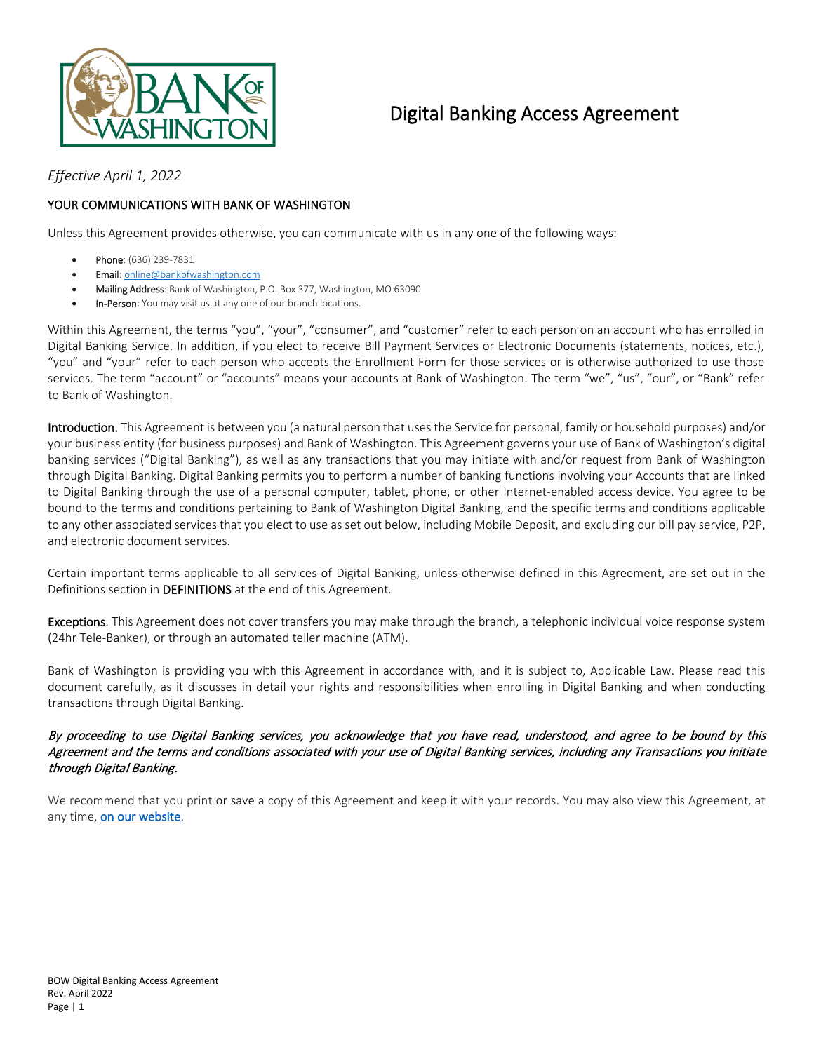# Digital Banking Access Agreement

*Effective April 1, 2022*

## YOUR COMMUNICATIONS WITH BANK OF WASHINGTON

Unless this Agreement provides otherwise, you can communicate with us in any one of the following ways:

- **Phone**: (636) 239-7831
- **Email**: online@bankofwashington.com
- **Mailing Address**: Bank of Washington, P.O. Box 377, Washington, MO 63090
- **In-Person**: You may visit us at any one of our branch locations.

Within this Agreement, the terms "you", "your", "consumer", and "customer" refer to each person on an account who has enrolled in Digital Banking Service. In addition, if you elect to receive Bill Payment Services or Electronic Documents (statements, notices, etc.), "you" and "your" refer to each person who accepts the Enrollment Form for those services or is otherwise authorized to use those services. The term "account" or "accounts" means your accounts at Bank of Washington. The term "we", "us", "our", or "Bank" refer to Bank of Washington.

**Introduction.** This Agreement is between you (a natural person that uses the Service for personal, family or household purposes) and/or your business entity (for business purposes) and Bank of Washington. This Agreement governs your use of Bank of Washington's digital banking services ("Digital Banking"), as well as any transactions that you may initiate with and/or request from Bank of Washington through Digital Banking. Digital Banking permits you to perform a number of banking functions involving your Accounts that are linked to Digital Banking through the use of a personal computer, tablet, phone, or other Internet-enabled access device. You agree to be bound to the terms and conditions pertaining to Bank of Washington Digital Banking, and the specific terms and conditions applicable to any other associated services that you elect to use as set out below, including Mobile Deposit, and excluding our bill pay service, P2P, and electronic document services.

Certain important terms applicable to all services of Digital Banking, unless otherwise defined in this Agreement, are set out in the Definitions section in **DEFINITIONS** at the end of this Agreement.

**Exceptions**. This Agreement does not cover transfers you may make through the branch, a telephonic individual voice response system (24hr Tele-Banker), or through an automated teller machine (ATM).

Bank of Washington is providing you with this Agreement in accordance with, and it is subject to, Applicable Law. Please read this document carefully, as it discusses in detail your rights and responsibilities when enrolling in Digital Banking and when conducting transactions through Digital Banking.

***By proceeding to use Digital Banking services, you acknowledge that you have read, understood, and agree to be bound by this Agreement and the terms and conditions associated with your use of Digital Banking services, including any Transactions you initiate through Digital Banking.***

We recommend that you print or save a copy of this Agreement and keep it with your records. You may also view this Agreement, at any time, on our website.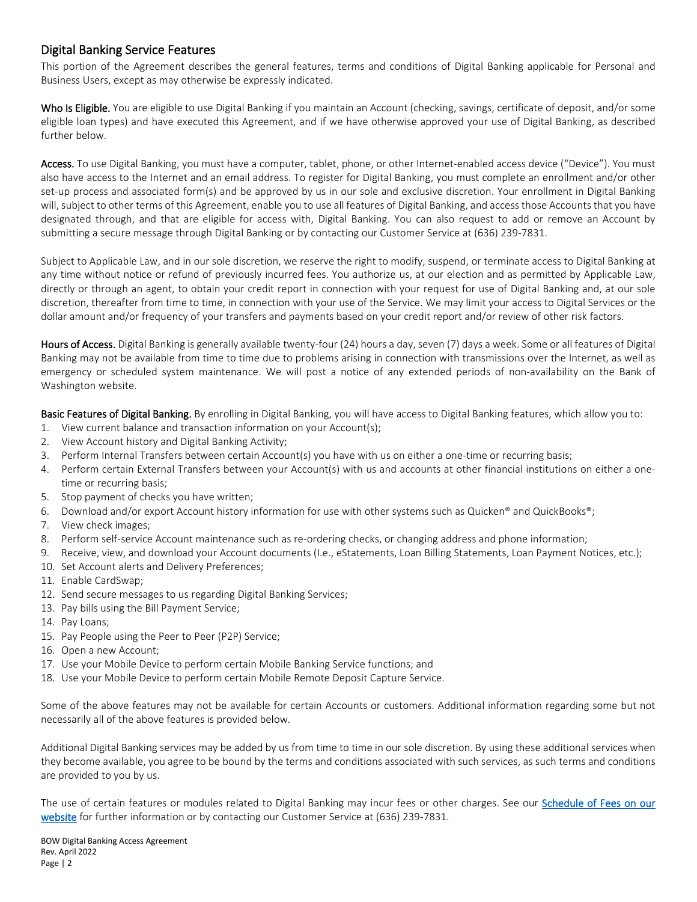## Digital Banking Service Features

This portion of the Agreement describes the general features, terms and conditions of Digital Banking applicable for Personal and Business Users, except as may otherwise be expressly indicated.

**Who Is Eligible.** You are eligible to use Digital Banking if you maintain an Account (checking, savings, certificate of deposit, and/or some eligible loan types) and have executed this Agreement, and if we have otherwise approved your use of Digital Banking, as described further below.

**Access.** To use Digital Banking, you must have a computer, tablet, phone, or other Internet-enabled access device ("Device"). You must also have access to the Internet and an email address. To register for Digital Banking, you must complete an enrollment and/or other set-up process and associated form(s) and be approved by us in our sole and exclusive discretion. Your enrollment in Digital Banking will, subject to other terms of this Agreement, enable you to use all features of Digital Banking, and access those Accounts that you have designated through, and that are eligible for access with, Digital Banking. You can also request to add or remove an Account by submitting a secure message through Digital Banking or by contacting our Customer Service at (636) 239-7831.

Subject to Applicable Law, and in our sole discretion, we reserve the right to modify, suspend, or terminate access to Digital Banking at any time without notice or refund of previously incurred fees. You authorize us, at our election and as permitted by Applicable Law, directly or through an agent, to obtain your credit report in connection with your request for use of Digital Banking and, at our sole discretion, thereafter from time to time, in connection with your use of the Service. We may limit your access to Digital Services or the dollar amount and/or frequency of your transfers and payments based on your credit report and/or review of other risk factors.

**Hours of Access.** Digital Banking is generally available twenty-four (24) hours a day, seven (7) days a week. Some or all features of Digital Banking may not be available from time to time due to problems arising in connection with transmissions over the Internet, as well as emergency or scheduled system maintenance. We will post a notice of any extended periods of non-availability on the Bank of Washington website.

**Basic Features of Digital Banking.** By enrolling in Digital Banking, you will have access to Digital Banking features, which allow you to:

1. View current balance and transaction information on your Account(s);
2. View Account history and Digital Banking Activity;
3. Perform Internal Transfers between certain Account(s) you have with us on either a one-time or recurring basis;
4. Perform certain External Transfers between your Account(s) with us and accounts at other financial institutions on either a one-time or recurring basis;
5. Stop payment of checks you have written;
6. Download and/or export Account history information for use with other systems such as Quicken® and QuickBooks®;
7. View check images;
8. Perform self-service Account maintenance such as re-ordering checks, or changing address and phone information;
9. Receive, view, and download your Account documents (I.e., eStatements, Loan Billing Statements, Loan Payment Notices, etc.);
10. Set Account alerts and Delivery Preferences;
11. Enable CardSwap;
12. Send secure messages to us regarding Digital Banking Services;
13. Pay bills using the Bill Payment Service;
14. Pay Loans;
15. Pay People using the Peer to Peer (P2P) Service;
16. Open a new Account;
17. Use your Mobile Device to perform certain Mobile Banking Service functions; and
18. Use your Mobile Device to perform certain Mobile Remote Deposit Capture Service.

Some of the above features may not be available for certain Accounts or customers. Additional information regarding some but not necessarily all of the above features is provided below.

Additional Digital Banking services may be added by us from time to time in our sole discretion. By using these additional services when they become available, you agree to be bound by the terms and conditions associated with such services, as such terms and conditions are provided to you by us.

The use of certain features or modules related to Digital Banking may incur fees or other charges. See our [Schedule of Fees on our website] for further information or by contacting our Customer Service at (636) 239-7831.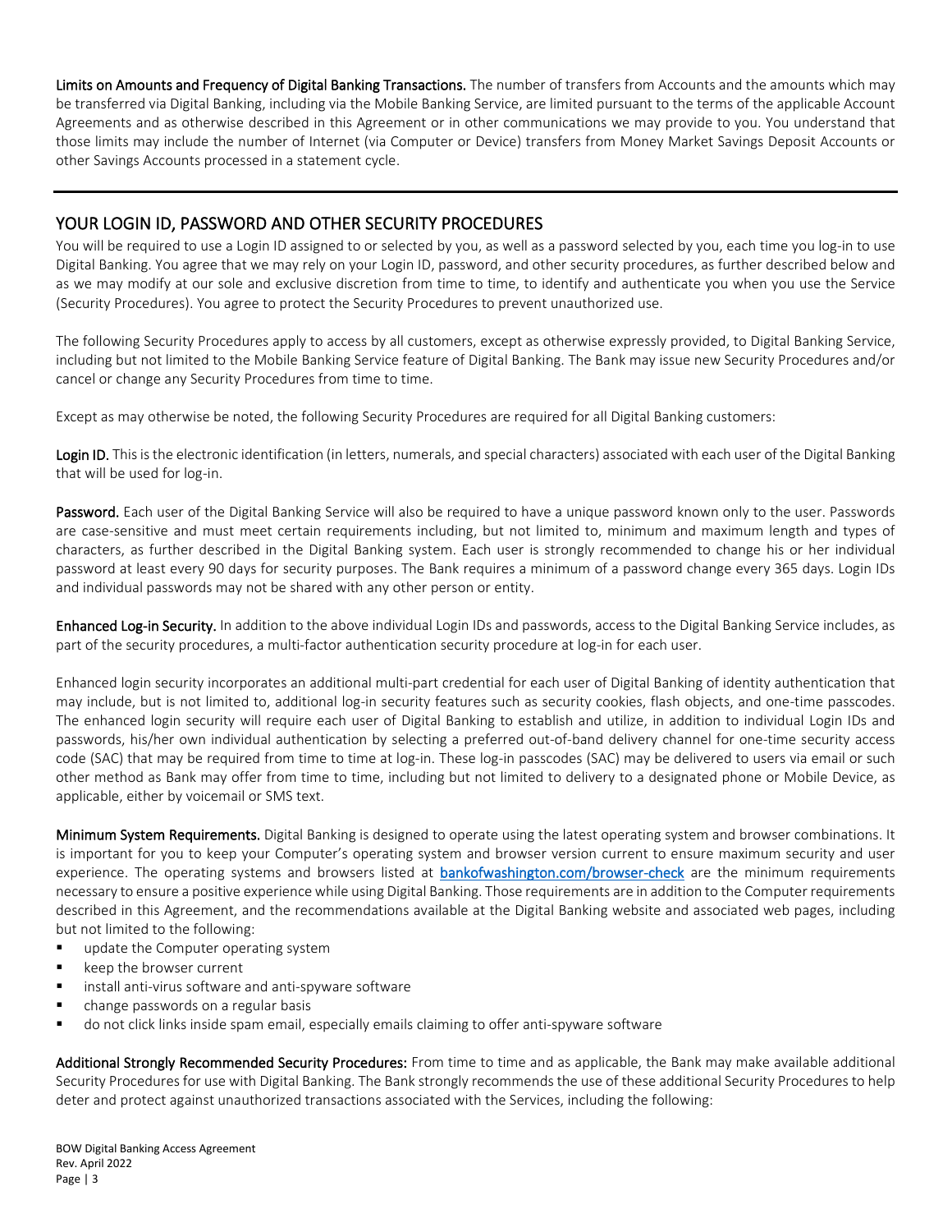**Limits on Amounts and Frequency of Digital Banking Transactions.** The number of transfers from Accounts and the amounts which may be transferred via Digital Banking, including via the Mobile Banking Service, are limited pursuant to the terms of the applicable Account Agreements and as otherwise described in this Agreement or in other communications we may provide to you. You understand that those limits may include the number of Internet (via Computer or Device) transfers from Money Market Savings Deposit Accounts or other Savings Accounts processed in a statement cycle.

---

## YOUR LOGIN ID, PASSWORD AND OTHER SECURITY PROCEDURES

You will be required to use a Login ID assigned to or selected by you, as well as a password selected by you, each time you log-in to use Digital Banking. You agree that we may rely on your Login ID, password, and other security procedures, as further described below and as we may modify at our sole and exclusive discretion from time to time, to identify and authenticate you when you use the Service (Security Procedures). You agree to protect the Security Procedures to prevent unauthorized use.

The following Security Procedures apply to access by all customers, except as otherwise expressly provided, to Digital Banking Service, including but not limited to the Mobile Banking Service feature of Digital Banking. The Bank may issue new Security Procedures and/or cancel or change any Security Procedures from time to time.

Except as may otherwise be noted, the following Security Procedures are required for all Digital Banking customers:

**Login ID.** This is the electronic identification (in letters, numerals, and special characters) associated with each user of the Digital Banking that will be used for log-in.

**Password.** Each user of the Digital Banking Service will also be required to have a unique password known only to the user. Passwords are case-sensitive and must meet certain requirements including, but not limited to, minimum and maximum length and types of characters, as further described in the Digital Banking system. Each user is strongly recommended to change his or her individual password at least every 90 days for security purposes. The Bank requires a minimum of a password change every 365 days. Login IDs and individual passwords may not be shared with any other person or entity.

**Enhanced Log-in Security.** In addition to the above individual Login IDs and passwords, access to the Digital Banking Service includes, as part of the security procedures, a multi-factor authentication security procedure at log-in for each user.

Enhanced login security incorporates an additional multi-part credential for each user of Digital Banking of identity authentication that may include, but is not limited to, additional log-in security features such as security cookies, flash objects, and one-time passcodes. The enhanced login security will require each user of Digital Banking to establish and utilize, in addition to individual Login IDs and passwords, his/her own individual authentication by selecting a preferred out-of-band delivery channel for one-time security access code (SAC) that may be required from time to time at log-in. These log-in passcodes (SAC) may be delivered to users via email or such other method as Bank may offer from time to time, including but not limited to delivery to a designated phone or Mobile Device, as applicable, either by voicemail or SMS text.

**Minimum System Requirements.** Digital Banking is designed to operate using the latest operating system and browser combinations. It is important for you to keep your Computer's operating system and browser version current to ensure maximum security and user experience. The operating systems and browsers listed at [bankofwashington.com/browser-check](bankofwashington.com/browser-check) are the minimum requirements necessary to ensure a positive experience while using Digital Banking. Those requirements are in addition to the Computer requirements described in this Agreement, and the recommendations available at the Digital Banking website and associated web pages, including but not limited to the following:

- update the Computer operating system
- keep the browser current
- install anti-virus software and anti-spyware software
- change passwords on a regular basis
- do not click links inside spam email, especially emails claiming to offer anti-spyware software

**Additional Strongly Recommended Security Procedures:** From time to time and as applicable, the Bank may make available additional Security Procedures for use with Digital Banking. The Bank strongly recommends the use of these additional Security Procedures to help deter and protect against unauthorized transactions associated with the Services, including the following: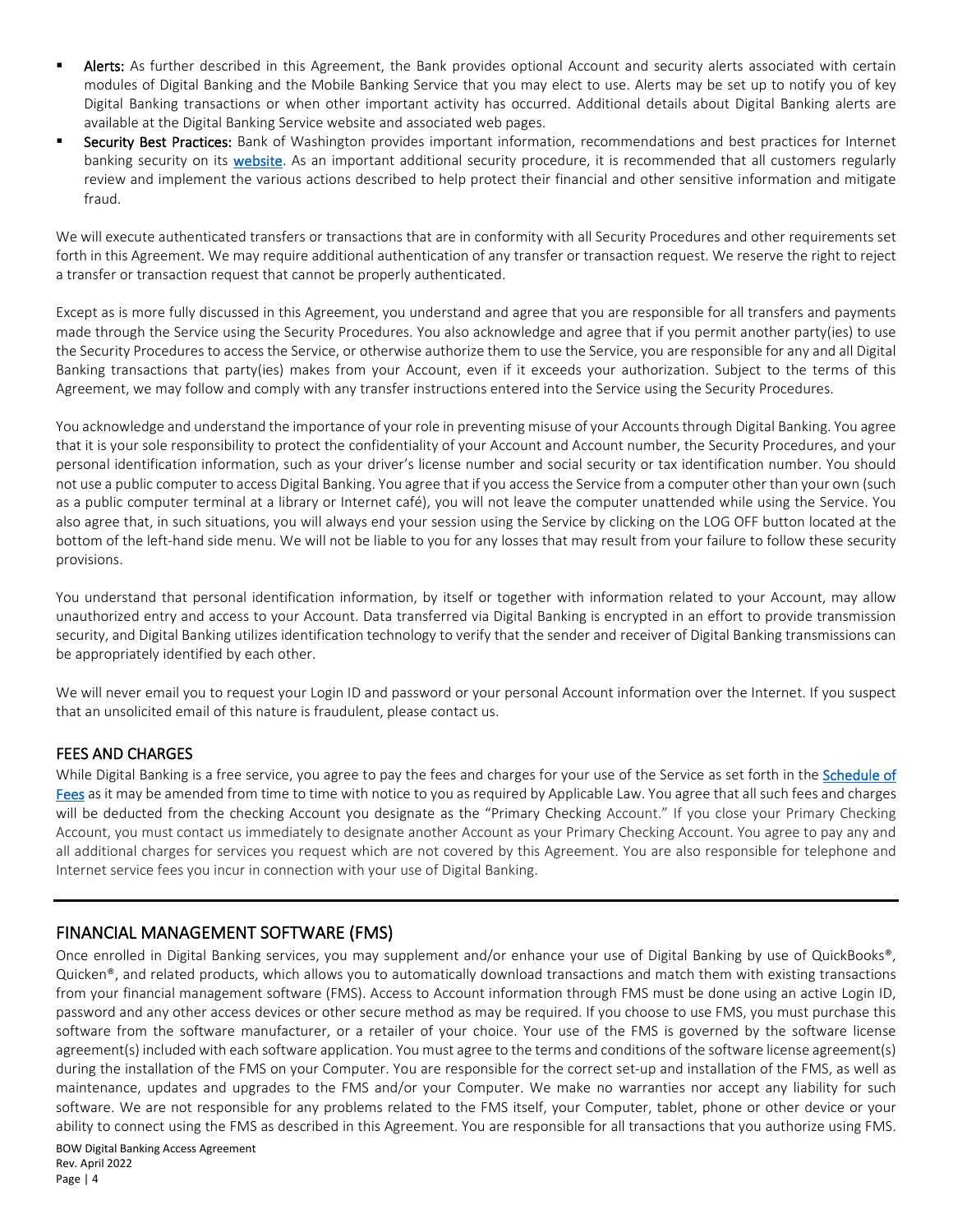- **Alerts:** As further described in this Agreement, the Bank provides optional Account and security alerts associated with certain modules of Digital Banking and the Mobile Banking Service that you may elect to use. Alerts may be set up to notify you of key Digital Banking transactions or when other important activity has occurred. Additional details about Digital Banking alerts are available at the Digital Banking Service website and associated web pages.
- **Security Best Practices:** Bank of Washington provides important information, recommendations and best practices for Internet banking security on its website. As an important additional security procedure, it is recommended that all customers regularly review and implement the various actions described to help protect their financial and other sensitive information and mitigate fraud.

We will execute authenticated transfers or transactions that are in conformity with all Security Procedures and other requirements set forth in this Agreement. We may require additional authentication of any transfer or transaction request. We reserve the right to reject a transfer or transaction request that cannot be properly authenticated.

Except as is more fully discussed in this Agreement, you understand and agree that you are responsible for all transfers and payments made through the Service using the Security Procedures. You also acknowledge and agree that if you permit another party(ies) to use the Security Procedures to access the Service, or otherwise authorize them to use the Service, you are responsible for any and all Digital Banking transactions that party(ies) makes from your Account, even if it exceeds your authorization. Subject to the terms of this Agreement, we may follow and comply with any transfer instructions entered into the Service using the Security Procedures.

You acknowledge and understand the importance of your role in preventing misuse of your Accounts through Digital Banking. You agree that it is your sole responsibility to protect the confidentiality of your Account and Account number, the Security Procedures, and your personal identification information, such as your driver's license number and social security or tax identification number. You should not use a public computer to access Digital Banking. You agree that if you access the Service from a computer other than your own (such as a public computer terminal at a library or Internet café), you will not leave the computer unattended while using the Service. You also agree that, in such situations, you will always end your session using the Service by clicking on the LOG OFF button located at the bottom of the left-hand side menu. We will not be liable to you for any losses that may result from your failure to follow these security provisions.

You understand that personal identification information, by itself or together with information related to your Account, may allow unauthorized entry and access to your Account. Data transferred via Digital Banking is encrypted in an effort to provide transmission security, and Digital Banking utilizes identification technology to verify that the sender and receiver of Digital Banking transmissions can be appropriately identified by each other.

We will never email you to request your Login ID and password or your personal Account information over the Internet. If you suspect that an unsolicited email of this nature is fraudulent, please contact us.

### FEES AND CHARGES

While Digital Banking is a free service, you agree to pay the fees and charges for your use of the Service as set forth in the Schedule of Fees as it may be amended from time to time with notice to you as required by Applicable Law. You agree that all such fees and charges will be deducted from the checking Account you designate as the "Primary Checking Account." If you close your Primary Checking Account, you must contact us immediately to designate another Account as your Primary Checking Account. You agree to pay any and all additional charges for services you request which are not covered by this Agreement. You are also responsible for telephone and Internet service fees you incur in connection with your use of Digital Banking.

## FINANCIAL MANAGEMENT SOFTWARE (FMS)

Once enrolled in Digital Banking services, you may supplement and/or enhance your use of Digital Banking by use of QuickBooks®, Quicken®, and related products, which allows you to automatically download transactions and match them with existing transactions from your financial management software (FMS). Access to Account information through FMS must be done using an active Login ID, password and any other access devices or other secure method as may be required. If you choose to use FMS, you must purchase this software from the software manufacturer, or a retailer of your choice. Your use of the FMS is governed by the software license agreement(s) included with each software application. You must agree to the terms and conditions of the software license agreement(s) during the installation of the FMS on your Computer. You are responsible for the correct set-up and installation of the FMS, as well as maintenance, updates and upgrades to the FMS and/or your Computer. We make no warranties nor accept any liability for such software. We are not responsible for any problems related to the FMS itself, your Computer, tablet, phone or other device or your ability to connect using the FMS as described in this Agreement. You are responsible for all transactions that you authorize using FMS.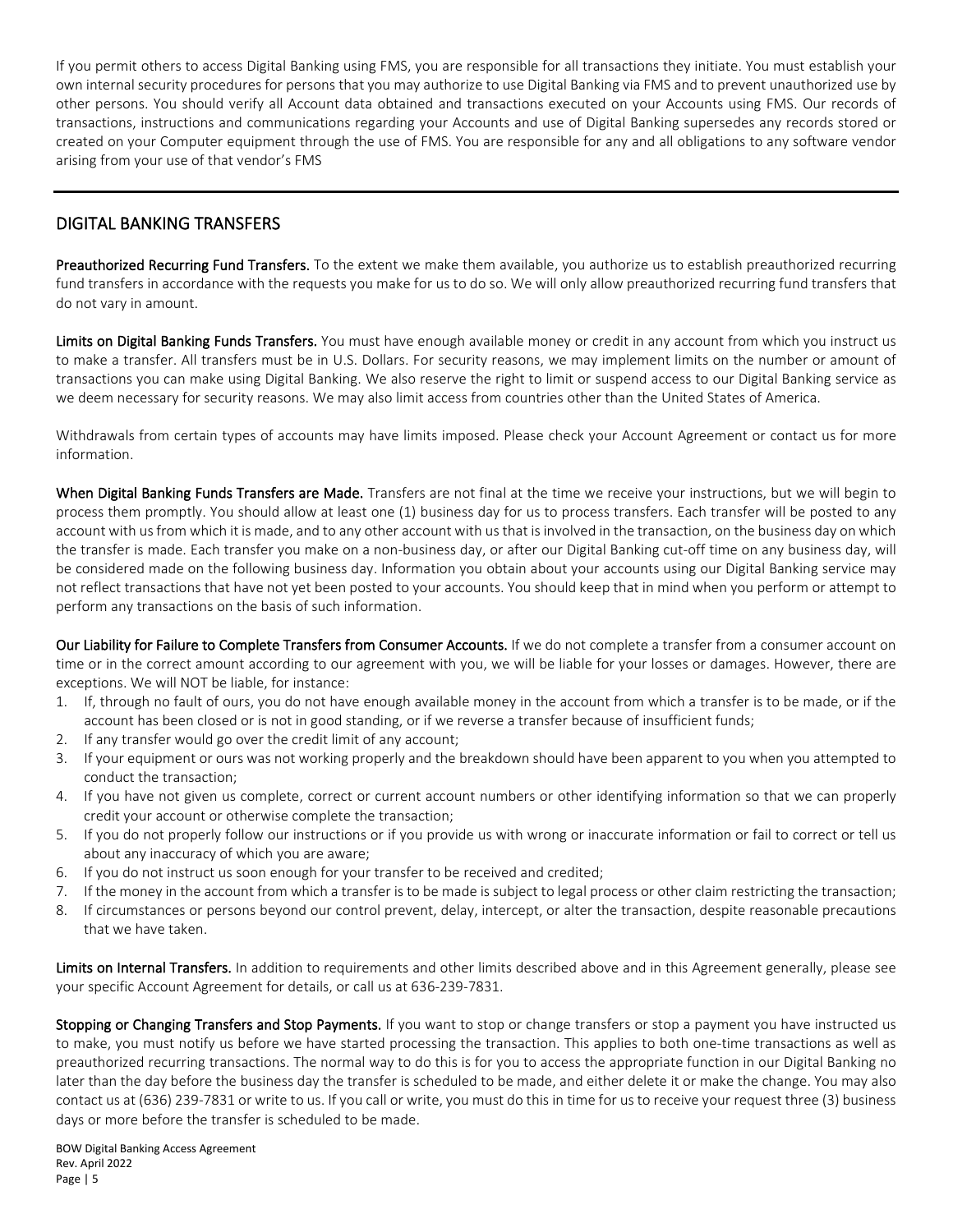If you permit others to access Digital Banking using FMS, you are responsible for all transactions they initiate. You must establish your own internal security procedures for persons that you may authorize to use Digital Banking via FMS and to prevent unauthorized use by other persons. You should verify all Account data obtained and transactions executed on your Accounts using FMS. Our records of transactions, instructions and communications regarding your Accounts and use of Digital Banking supersedes any records stored or created on your Computer equipment through the use of FMS. You are responsible for any and all obligations to any software vendor arising from your use of that vendor's FMS

## DIGITAL BANKING TRANSFERS

**Preauthorized Recurring Fund Transfers.** To the extent we make them available, you authorize us to establish preauthorized recurring fund transfers in accordance with the requests you make for us to do so. We will only allow preauthorized recurring fund transfers that do not vary in amount.

**Limits on Digital Banking Funds Transfers.** You must have enough available money or credit in any account from which you instruct us to make a transfer. All transfers must be in U.S. Dollars. For security reasons, we may implement limits on the number or amount of transactions you can make using Digital Banking. We also reserve the right to limit or suspend access to our Digital Banking service as we deem necessary for security reasons. We may also limit access from countries other than the United States of America.

Withdrawals from certain types of accounts may have limits imposed. Please check your Account Agreement or contact us for more information.

**When Digital Banking Funds Transfers are Made.** Transfers are not final at the time we receive your instructions, but we will begin to process them promptly. You should allow at least one (1) business day for us to process transfers. Each transfer will be posted to any account with us from which it is made, and to any other account with us that is involved in the transaction, on the business day on which the transfer is made. Each transfer you make on a non-business day, or after our Digital Banking cut-off time on any business day, will be considered made on the following business day. Information you obtain about your accounts using our Digital Banking service may not reflect transactions that have not yet been posted to your accounts. You should keep that in mind when you perform or attempt to perform any transactions on the basis of such information.

**Our Liability for Failure to Complete Transfers from Consumer Accounts.** If we do not complete a transfer from a consumer account on time or in the correct amount according to our agreement with you, we will be liable for your losses or damages. However, there are exceptions. We will NOT be liable, for instance:

1. If, through no fault of ours, you do not have enough available money in the account from which a transfer is to be made, or if the account has been closed or is not in good standing, or if we reverse a transfer because of insufficient funds;
2. If any transfer would go over the credit limit of any account;
3. If your equipment or ours was not working properly and the breakdown should have been apparent to you when you attempted to conduct the transaction;
4. If you have not given us complete, correct or current account numbers or other identifying information so that we can properly credit your account or otherwise complete the transaction;
5. If you do not properly follow our instructions or if you provide us with wrong or inaccurate information or fail to correct or tell us about any inaccuracy of which you are aware;
6. If you do not instruct us soon enough for your transfer to be received and credited;
7. If the money in the account from which a transfer is to be made is subject to legal process or other claim restricting the transaction;
8. If circumstances or persons beyond our control prevent, delay, intercept, or alter the transaction, despite reasonable precautions that we have taken.

**Limits on Internal Transfers.** In addition to requirements and other limits described above and in this Agreement generally, please see your specific Account Agreement for details, or call us at 636-239-7831.

**Stopping or Changing Transfers and Stop Payments.** If you want to stop or change transfers or stop a payment you have instructed us to make, you must notify us before we have started processing the transaction. This applies to both one-time transactions as well as preauthorized recurring transactions. The normal way to do this is for you to access the appropriate function in our Digital Banking no later than the day before the business day the transfer is scheduled to be made, and either delete it or make the change. You may also contact us at (636) 239-7831 or write to us. If you call or write, you must do this in time for us to receive your request three (3) business days or more before the transfer is scheduled to be made.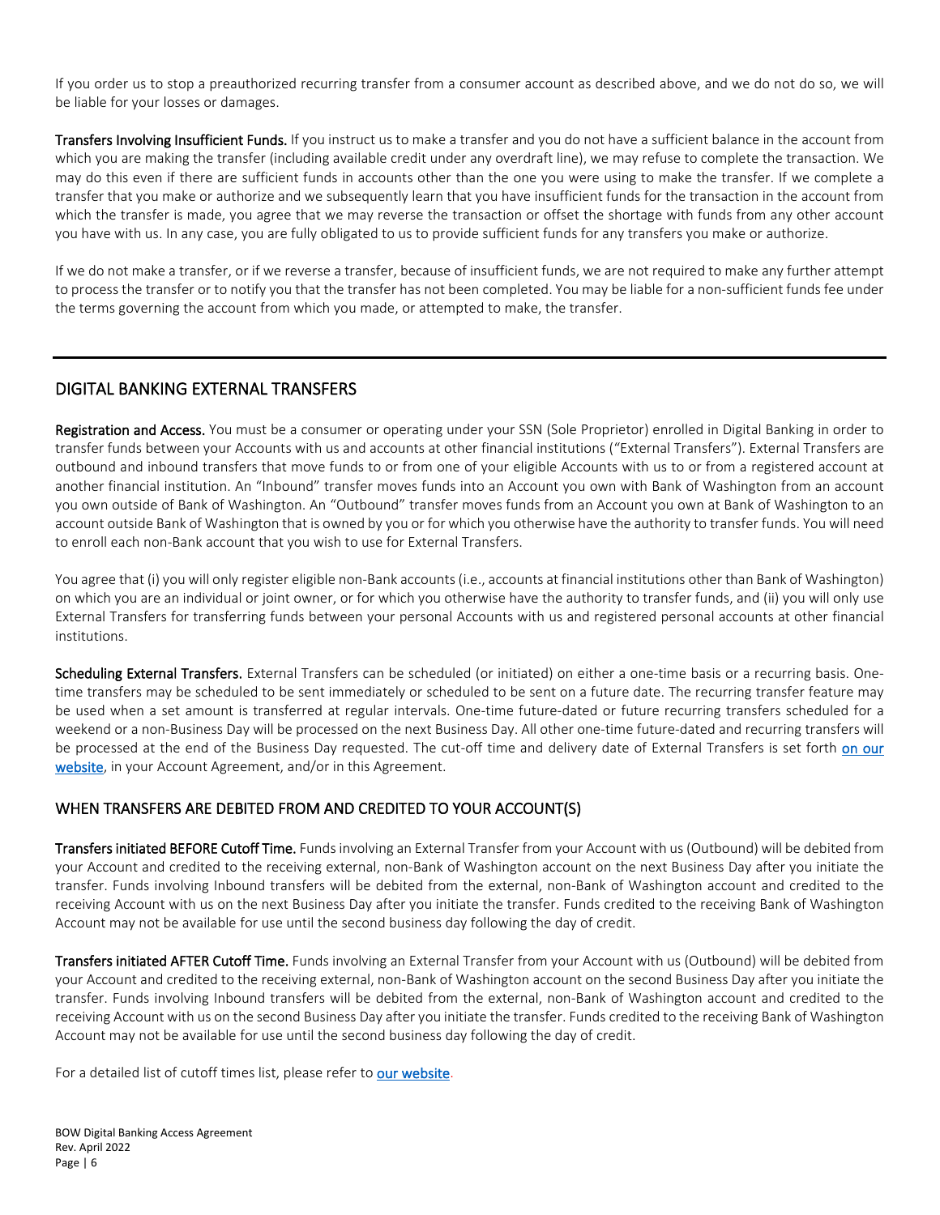If you order us to stop a preauthorized recurring transfer from a consumer account as described above, and we do not do so, we will be liable for your losses or damages.

**Transfers Involving Insufficient Funds.** If you instruct us to make a transfer and you do not have a sufficient balance in the account from which you are making the transfer (including available credit under any overdraft line), we may refuse to complete the transaction. We may do this even if there are sufficient funds in accounts other than the one you were using to make the transfer. If we complete a transfer that you make or authorize and we subsequently learn that you have insufficient funds for the transaction in the account from which the transfer is made, you agree that we may reverse the transaction or offset the shortage with funds from any other account you have with us. In any case, you are fully obligated to us to provide sufficient funds for any transfers you make or authorize.

If we do not make a transfer, or if we reverse a transfer, because of insufficient funds, we are not required to make any further attempt to process the transfer or to notify you that the transfer has not been completed. You may be liable for a non-sufficient funds fee under the terms governing the account from which you made, or attempted to make, the transfer.

---

## DIGITAL BANKING EXTERNAL TRANSFERS

**Registration and Access.** You must be a consumer or operating under your SSN (Sole Proprietor) enrolled in Digital Banking in order to transfer funds between your Accounts with us and accounts at other financial institutions ("External Transfers"). External Transfers are outbound and inbound transfers that move funds to or from one of your eligible Accounts with us to or from a registered account at another financial institution. An "Inbound" transfer moves funds into an Account you own with Bank of Washington from an account you own outside of Bank of Washington. An "Outbound" transfer moves funds from an Account you own at Bank of Washington to an account outside Bank of Washington that is owned by you or for which you otherwise have the authority to transfer funds. You will need to enroll each non-Bank account that you wish to use for External Transfers.

You agree that (i) you will only register eligible non-Bank accounts (i.e., accounts at financial institutions other than Bank of Washington) on which you are an individual or joint owner, or for which you otherwise have the authority to transfer funds, and (ii) you will only use External Transfers for transferring funds between your personal Accounts with us and registered personal accounts at other financial institutions.

**Scheduling External Transfers.** External Transfers can be scheduled (or initiated) on either a one-time basis or a recurring basis. One-time transfers may be scheduled to be sent immediately or scheduled to be sent on a future date. The recurring transfer feature may be used when a set amount is transferred at regular intervals. One-time future-dated or future recurring transfers scheduled for a weekend or a non-Business Day will be processed on the next Business Day. All other one-time future-dated and recurring transfers will be processed at the end of the Business Day requested. The cut-off time and delivery date of External Transfers is set forth on our website, in your Account Agreement, and/or in this Agreement.

## WHEN TRANSFERS ARE DEBITED FROM AND CREDITED TO YOUR ACCOUNT(S)

**Transfers initiated BEFORE Cutoff Time.** Funds involving an External Transfer from your Account with us (Outbound) will be debited from your Account and credited to the receiving external, non-Bank of Washington account on the next Business Day after you initiate the transfer. Funds involving Inbound transfers will be debited from the external, non-Bank of Washington account and credited to the receiving Account with us on the next Business Day after you initiate the transfer. Funds credited to the receiving Bank of Washington Account may not be available for use until the second business day following the day of credit.

**Transfers initiated AFTER Cutoff Time.** Funds involving an External Transfer from your Account with us (Outbound) will be debited from your Account and credited to the receiving external, non-Bank of Washington account on the second Business Day after you initiate the transfer. Funds involving Inbound transfers will be debited from the external, non-Bank of Washington account and credited to the receiving Account with us on the second Business Day after you initiate the transfer. Funds credited to the receiving Bank of Washington Account may not be available for use until the second business day following the day of credit.

For a detailed list of cutoff times list, please refer to our website.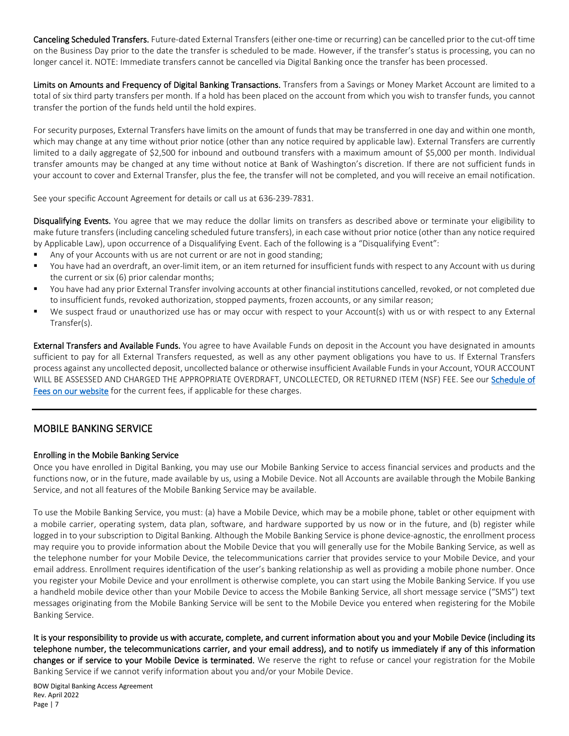**Canceling Scheduled Transfers.** Future-dated External Transfers (either one-time or recurring) can be cancelled prior to the cut-off time on the Business Day prior to the date the transfer is scheduled to be made. However, if the transfer's status is processing, you can no longer cancel it. NOTE: Immediate transfers cannot be cancelled via Digital Banking once the transfer has been processed.

**Limits on Amounts and Frequency of Digital Banking Transactions.** Transfers from a Savings or Money Market Account are limited to a total of six third party transfers per month. If a hold has been placed on the account from which you wish to transfer funds, you cannot transfer the portion of the funds held until the hold expires.

For security purposes, External Transfers have limits on the amount of funds that may be transferred in one day and within one month, which may change at any time without prior notice (other than any notice required by applicable law). External Transfers are currently limited to a daily aggregate of $2,500 for inbound and outbound transfers with a maximum amount of $5,000 per month. Individual transfer amounts may be changed at any time without notice at Bank of Washington's discretion. If there are not sufficient funds in your account to cover and External Transfer, plus the fee, the transfer will not be completed, and you will receive an email notification.

See your specific Account Agreement for details or call us at 636-239-7831.

**Disqualifying Events.** You agree that we may reduce the dollar limits on transfers as described above or terminate your eligibility to make future transfers (including canceling scheduled future transfers), in each case without prior notice (other than any notice required by Applicable Law), upon occurrence of a Disqualifying Event. Each of the following is a "Disqualifying Event":

- Any of your Accounts with us are not current or are not in good standing;
- You have had an overdraft, an over-limit item, or an item returned for insufficient funds with respect to any Account with us during the current or six (6) prior calendar months;
- You have had any prior External Transfer involving accounts at other financial institutions cancelled, revoked, or not completed due to insufficient funds, revoked authorization, stopped payments, frozen accounts, or any similar reason;
- We suspect fraud or unauthorized use has or may occur with respect to your Account(s) with us or with respect to any External Transfer(s).

**External Transfers and Available Funds.** You agree to have Available Funds on deposit in the Account you have designated in amounts sufficient to pay for all External Transfers requested, as well as any other payment obligations you have to us. If External Transfers process against any uncollected deposit, uncollected balance or otherwise insufficient Available Funds in your Account, YOUR ACCOUNT WILL BE ASSESSED AND CHARGED THE APPROPRIATE OVERDRAFT, UNCOLLECTED, OR RETURNED ITEM (NSF) FEE. See our Schedule of Fees on our website for the current fees, if applicable for these charges.

---

## MOBILE BANKING SERVICE

### Enrolling in the Mobile Banking Service

Once you have enrolled in Digital Banking, you may use our Mobile Banking Service to access financial services and products and the functions now, or in the future, made available by us, using a Mobile Device. Not all Accounts are available through the Mobile Banking Service, and not all features of the Mobile Banking Service may be available.

To use the Mobile Banking Service, you must: (a) have a Mobile Device, which may be a mobile phone, tablet or other equipment with a mobile carrier, operating system, data plan, software, and hardware supported by us now or in the future, and (b) register while logged in to your subscription to Digital Banking. Although the Mobile Banking Service is phone device-agnostic, the enrollment process may require you to provide information about the Mobile Device that you will generally use for the Mobile Banking Service, as well as the telephone number for your Mobile Device, the telecommunications carrier that provides service to your Mobile Device, and your email address. Enrollment requires identification of the user's banking relationship as well as providing a mobile phone number. Once you register your Mobile Device and your enrollment is otherwise complete, you can start using the Mobile Banking Service. If you use a handheld mobile device other than your Mobile Device to access the Mobile Banking Service, all short message service ("SMS") text messages originating from the Mobile Banking Service will be sent to the Mobile Device you entered when registering for the Mobile Banking Service.

**It is your responsibility to provide us with accurate, complete, and current information about you and your Mobile Device (including its telephone number, the telecommunications carrier, and your email address), and to notify us immediately if any of this information changes or if service to your Mobile Device is terminated.** We reserve the right to refuse or cancel your registration for the Mobile Banking Service if we cannot verify information about you and/or your Mobile Device.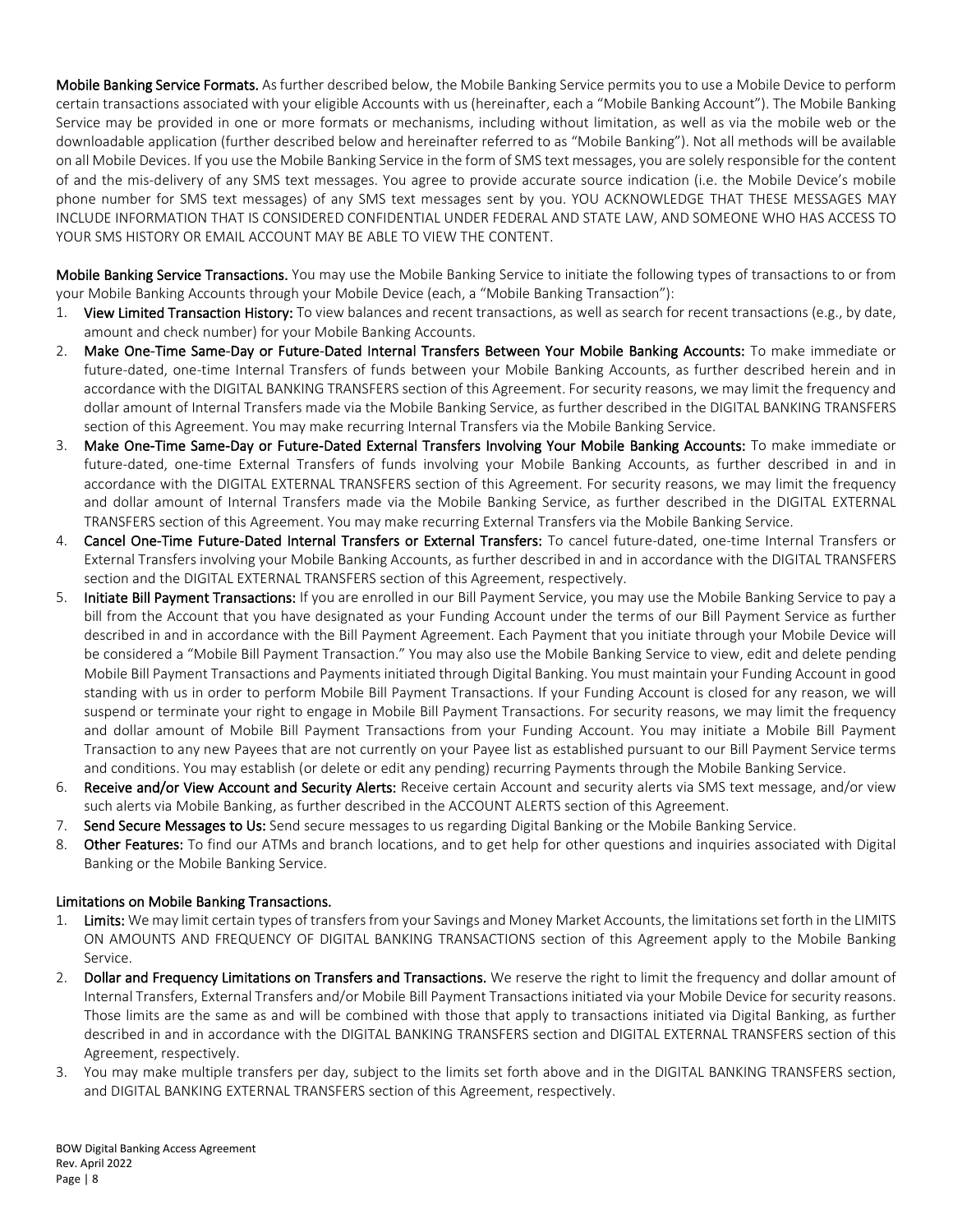**Mobile Banking Service Formats.** As further described below, the Mobile Banking Service permits you to use a Mobile Device to perform certain transactions associated with your eligible Accounts with us (hereinafter, each a "Mobile Banking Account"). The Mobile Banking Service may be provided in one or more formats or mechanisms, including without limitation, as well as via the mobile web or the downloadable application (further described below and hereinafter referred to as "Mobile Banking"). Not all methods will be available on all Mobile Devices. If you use the Mobile Banking Service in the form of SMS text messages, you are solely responsible for the content of and the mis-delivery of any SMS text messages. You agree to provide accurate source indication (i.e. the Mobile Device's mobile phone number for SMS text messages) of any SMS text messages sent by you. YOU ACKNOWLEDGE THAT THESE MESSAGES MAY INCLUDE INFORMATION THAT IS CONSIDERED CONFIDENTIAL UNDER FEDERAL AND STATE LAW, AND SOMEONE WHO HAS ACCESS TO YOUR SMS HISTORY OR EMAIL ACCOUNT MAY BE ABLE TO VIEW THE CONTENT.

**Mobile Banking Service Transactions.** You may use the Mobile Banking Service to initiate the following types of transactions to or from your Mobile Banking Accounts through your Mobile Device (each, a "Mobile Banking Transaction"):

1. **View Limited Transaction History:** To view balances and recent transactions, as well as search for recent transactions (e.g., by date, amount and check number) for your Mobile Banking Accounts.
2. **Make One-Time Same-Day or Future-Dated Internal Transfers Between Your Mobile Banking Accounts:** To make immediate or future-dated, one-time Internal Transfers of funds between your Mobile Banking Accounts, as further described herein and in accordance with the DIGITAL BANKING TRANSFERS section of this Agreement. For security reasons, we may limit the frequency and dollar amount of Internal Transfers made via the Mobile Banking Service, as further described in the DIGITAL BANKING TRANSFERS section of this Agreement. You may make recurring Internal Transfers via the Mobile Banking Service.
3. **Make One-Time Same-Day or Future-Dated External Transfers Involving Your Mobile Banking Accounts:** To make immediate or future-dated, one-time External Transfers of funds involving your Mobile Banking Accounts, as further described in and in accordance with the DIGITAL EXTERNAL TRANSFERS section of this Agreement. For security reasons, we may limit the frequency and dollar amount of Internal Transfers made via the Mobile Banking Service, as further described in the DIGITAL EXTERNAL TRANSFERS section of this Agreement. You may make recurring External Transfers via the Mobile Banking Service.
4. **Cancel One-Time Future-Dated Internal Transfers or External Transfers:** To cancel future-dated, one-time Internal Transfers or External Transfers involving your Mobile Banking Accounts, as further described in and in accordance with the DIGITAL TRANSFERS section and the DIGITAL EXTERNAL TRANSFERS section of this Agreement, respectively.
5. **Initiate Bill Payment Transactions:** If you are enrolled in our Bill Payment Service, you may use the Mobile Banking Service to pay a bill from the Account that you have designated as your Funding Account under the terms of our Bill Payment Service as further described in and in accordance with the Bill Payment Agreement. Each Payment that you initiate through your Mobile Device will be considered a "Mobile Bill Payment Transaction." You may also use the Mobile Banking Service to view, edit and delete pending Mobile Bill Payment Transactions and Payments initiated through Digital Banking. You must maintain your Funding Account in good standing with us in order to perform Mobile Bill Payment Transactions. If your Funding Account is closed for any reason, we will suspend or terminate your right to engage in Mobile Bill Payment Transactions. For security reasons, we may limit the frequency and dollar amount of Mobile Bill Payment Transactions from your Funding Account. You may initiate a Mobile Bill Payment Transaction to any new Payees that are not currently on your Payee list as established pursuant to our Bill Payment Service terms and conditions. You may establish (or delete or edit any pending) recurring Payments through the Mobile Banking Service.
6. **Receive and/or View Account and Security Alerts:** Receive certain Account and security alerts via SMS text message, and/or view such alerts via Mobile Banking, as further described in the ACCOUNT ALERTS section of this Agreement.
7. **Send Secure Messages to Us:** Send secure messages to us regarding Digital Banking or the Mobile Banking Service.
8. **Other Features:** To find our ATMs and branch locations, and to get help for other questions and inquiries associated with Digital Banking or the Mobile Banking Service.

**Limitations on Mobile Banking Transactions.**

1. **Limits:** We may limit certain types of transfers from your Savings and Money Market Accounts, the limitations set forth in the LIMITS ON AMOUNTS AND FREQUENCY OF DIGITAL BANKING TRANSACTIONS section of this Agreement apply to the Mobile Banking Service.
2. **Dollar and Frequency Limitations on Transfers and Transactions.** We reserve the right to limit the frequency and dollar amount of Internal Transfers, External Transfers and/or Mobile Bill Payment Transactions initiated via your Mobile Device for security reasons. Those limits are the same as and will be combined with those that apply to transactions initiated via Digital Banking, as further described in and in accordance with the DIGITAL BANKING TRANSFERS section and DIGITAL EXTERNAL TRANSFERS section of this Agreement, respectively.
3. You may make multiple transfers per day, subject to the limits set forth above and in the DIGITAL BANKING TRANSFERS section, and DIGITAL BANKING EXTERNAL TRANSFERS section of this Agreement, respectively.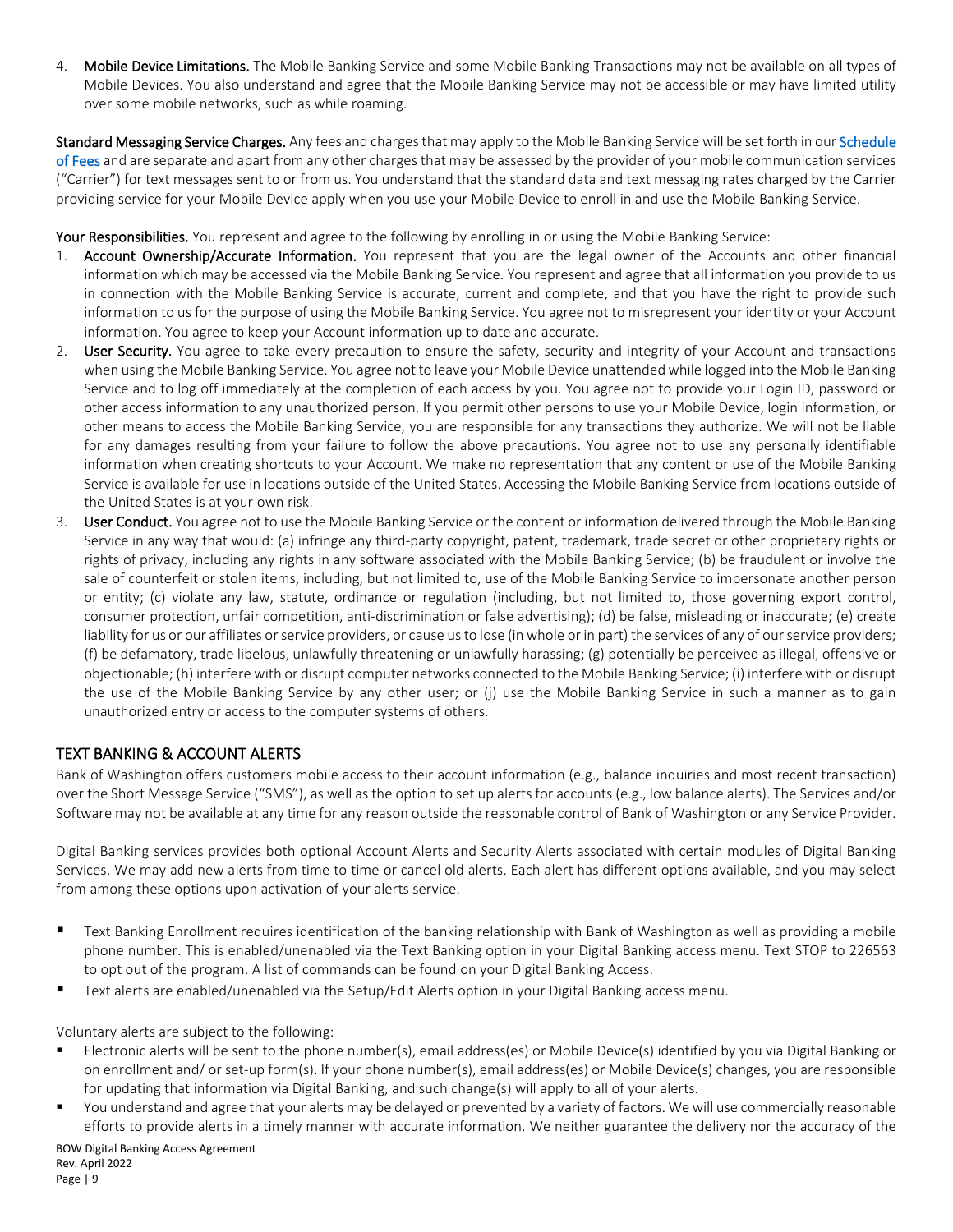4. **Mobile Device Limitations.** The Mobile Banking Service and some Mobile Banking Transactions may not be available on all types of Mobile Devices. You also understand and agree that the Mobile Banking Service may not be accessible or may have limited utility over some mobile networks, such as while roaming.

**Standard Messaging Service Charges.** Any fees and charges that may apply to the Mobile Banking Service will be set forth in our [Schedule of Fees] and are separate and apart from any other charges that may be assessed by the provider of your mobile communication services ("Carrier") for text messages sent to or from us. You understand that the standard data and text messaging rates charged by the Carrier providing service for your Mobile Device apply when you use your Mobile Device to enroll in and use the Mobile Banking Service.

**Your Responsibilities.** You represent and agree to the following by enrolling in or using the Mobile Banking Service:

1. **Account Ownership/Accurate Information.** You represent that you are the legal owner of the Accounts and other financial information which may be accessed via the Mobile Banking Service. You represent and agree that all information you provide to us in connection with the Mobile Banking Service is accurate, current and complete, and that you have the right to provide such information to us for the purpose of using the Mobile Banking Service. You agree not to misrepresent your identity or your Account information. You agree to keep your Account information up to date and accurate.
2. **User Security.** You agree to take every precaution to ensure the safety, security and integrity of your Account and transactions when using the Mobile Banking Service. You agree not to leave your Mobile Device unattended while logged into the Mobile Banking Service and to log off immediately at the completion of each access by you. You agree not to provide your Login ID, password or other access information to any unauthorized person. If you permit other persons to use your Mobile Device, login information, or other means to access the Mobile Banking Service, you are responsible for any transactions they authorize. We will not be liable for any damages resulting from your failure to follow the above precautions. You agree not to use any personally identifiable information when creating shortcuts to your Account. We make no representation that any content or use of the Mobile Banking Service is available for use in locations outside of the United States. Accessing the Mobile Banking Service from locations outside of the United States is at your own risk.
3. **User Conduct.** You agree not to use the Mobile Banking Service or the content or information delivered through the Mobile Banking Service in any way that would: (a) infringe any third-party copyright, patent, trademark, trade secret or other proprietary rights or rights of privacy, including any rights in any software associated with the Mobile Banking Service; (b) be fraudulent or involve the sale of counterfeit or stolen items, including, but not limited to, use of the Mobile Banking Service to impersonate another person or entity; (c) violate any law, statute, ordinance or regulation (including, but not limited to, those governing export control, consumer protection, unfair competition, anti-discrimination or false advertising); (d) be false, misleading or inaccurate; (e) create liability for us or our affiliates or service providers, or cause us to lose (in whole or in part) the services of any of our service providers; (f) be defamatory, trade libelous, unlawfully threatening or unlawfully harassing; (g) potentially be perceived as illegal, offensive or objectionable; (h) interfere with or disrupt computer networks connected to the Mobile Banking Service; (i) interfere with or disrupt the use of the Mobile Banking Service by any other user; or (j) use the Mobile Banking Service in such a manner as to gain unauthorized entry or access to the computer systems of others.

## TEXT BANKING & ACCOUNT ALERTS

Bank of Washington offers customers mobile access to their account information (e.g., balance inquiries and most recent transaction) over the Short Message Service ("SMS"), as well as the option to set up alerts for accounts (e.g., low balance alerts). The Services and/or Software may not be available at any time for any reason outside the reasonable control of Bank of Washington or any Service Provider.

Digital Banking services provides both optional Account Alerts and Security Alerts associated with certain modules of Digital Banking Services. We may add new alerts from time to time or cancel old alerts. Each alert has different options available, and you may select from among these options upon activation of your alerts service.

- Text Banking Enrollment requires identification of the banking relationship with Bank of Washington as well as providing a mobile phone number. This is enabled/unenabled via the Text Banking option in your Digital Banking access menu. Text STOP to 226563 to opt out of the program. A list of commands can be found on your Digital Banking Access.
- Text alerts are enabled/unenabled via the Setup/Edit Alerts option in your Digital Banking access menu.

Voluntary alerts are subject to the following:

- Electronic alerts will be sent to the phone number(s), email address(es) or Mobile Device(s) identified by you via Digital Banking or on enrollment and/ or set-up form(s). If your phone number(s), email address(es) or Mobile Device(s) changes, you are responsible for updating that information via Digital Banking, and such change(s) will apply to all of your alerts.
- You understand and agree that your alerts may be delayed or prevented by a variety of factors. We will use commercially reasonable efforts to provide alerts in a timely manner with accurate information. We neither guarantee the delivery nor the accuracy of the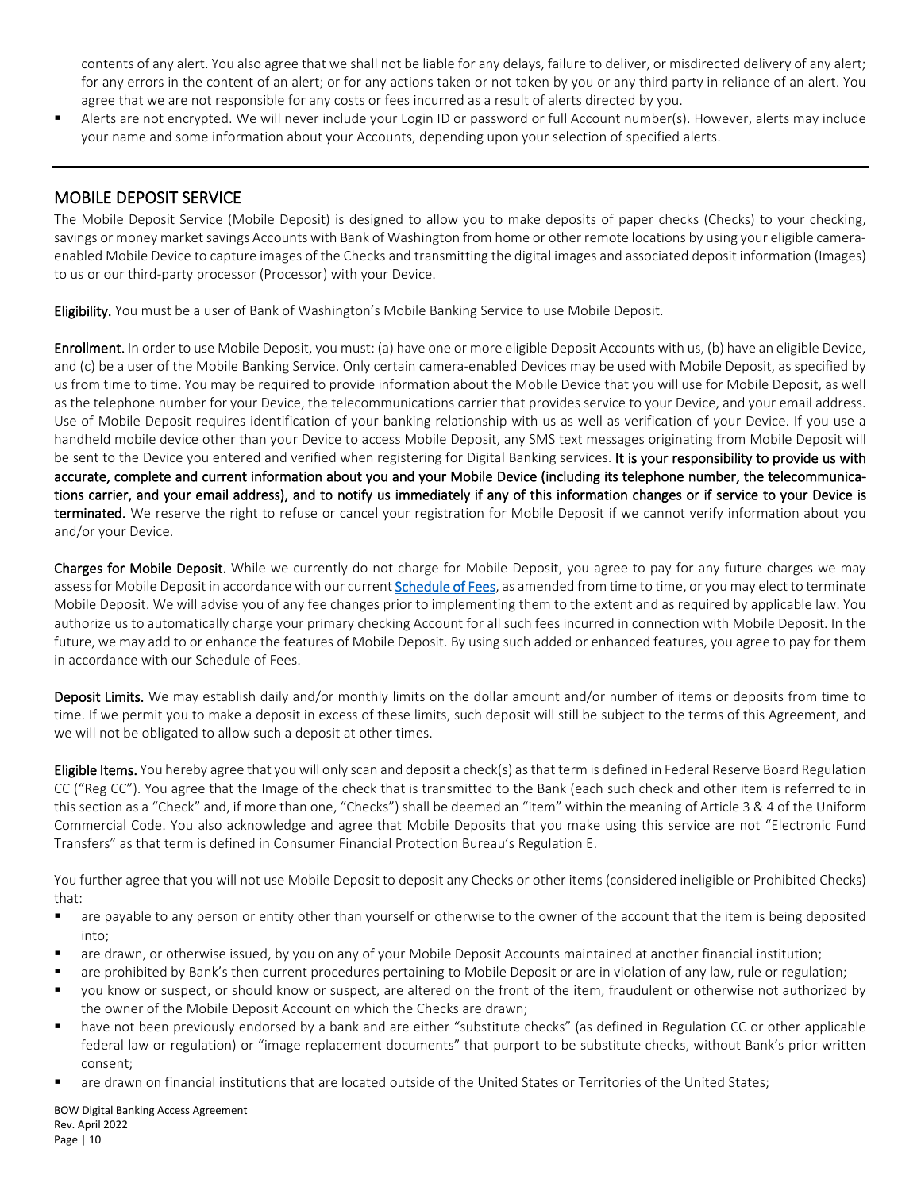contents of any alert. You also agree that we shall not be liable for any delays, failure to deliver, or misdirected delivery of any alert; for any errors in the content of an alert; or for any actions taken or not taken by you or any third party in reliance of an alert. You agree that we are not responsible for any costs or fees incurred as a result of alerts directed by you.

- Alerts are not encrypted. We will never include your Login ID or password or full Account number(s). However, alerts may include your name and some information about your Accounts, depending upon your selection of specified alerts.

---

## MOBILE DEPOSIT SERVICE

The Mobile Deposit Service (Mobile Deposit) is designed to allow you to make deposits of paper checks (Checks) to your checking, savings or money market savings Accounts with Bank of Washington from home or other remote locations by using your eligible camera-enabled Mobile Device to capture images of the Checks and transmitting the digital images and associated deposit information (Images) to us or our third-party processor (Processor) with your Device.

**Eligibility.** You must be a user of Bank of Washington's Mobile Banking Service to use Mobile Deposit.

**Enrollment.** In order to use Mobile Deposit, you must: (a) have one or more eligible Deposit Accounts with us, (b) have an eligible Device, and (c) be a user of the Mobile Banking Service. Only certain camera-enabled Devices may be used with Mobile Deposit, as specified by us from time to time. You may be required to provide information about the Mobile Device that you will use for Mobile Deposit, as well as the telephone number for your Device, the telecommunications carrier that provides service to your Device, and your email address. Use of Mobile Deposit requires identification of your banking relationship with us as well as verification of your Device. If you use a handheld mobile device other than your Device to access Mobile Deposit, any SMS text messages originating from Mobile Deposit will be sent to the Device you entered and verified when registering for Digital Banking services. **It is your responsibility to provide us with accurate, complete and current information about you and your Mobile Device (including its telephone number, the telecommunications carrier, and your email address), and to notify us immediately if any of this information changes or if service to your Device is terminated.** We reserve the right to refuse or cancel your registration for Mobile Deposit if we cannot verify information about you and/or your Device.

**Charges for Mobile Deposit.** While we currently do not charge for Mobile Deposit, you agree to pay for any future charges we may assess for Mobile Deposit in accordance with our current Schedule of Fees, as amended from time to time, or you may elect to terminate Mobile Deposit. We will advise you of any fee changes prior to implementing them to the extent and as required by applicable law. You authorize us to automatically charge your primary checking Account for all such fees incurred in connection with Mobile Deposit. In the future, we may add to or enhance the features of Mobile Deposit. By using such added or enhanced features, you agree to pay for them in accordance with our Schedule of Fees.

**Deposit Limits.** We may establish daily and/or monthly limits on the dollar amount and/or number of items or deposits from time to time. If we permit you to make a deposit in excess of these limits, such deposit will still be subject to the terms of this Agreement, and we will not be obligated to allow such a deposit at other times.

**Eligible Items.** You hereby agree that you will only scan and deposit a check(s) as that term is defined in Federal Reserve Board Regulation CC ("Reg CC"). You agree that the Image of the check that is transmitted to the Bank (each such check and other item is referred to in this section as a "Check" and, if more than one, "Checks") shall be deemed an "item" within the meaning of Article 3 & 4 of the Uniform Commercial Code. You also acknowledge and agree that Mobile Deposits that you make using this service are not "Electronic Fund Transfers" as that term is defined in Consumer Financial Protection Bureau's Regulation E.

You further agree that you will not use Mobile Deposit to deposit any Checks or other items (considered ineligible or Prohibited Checks) that:

- are payable to any person or entity other than yourself or otherwise to the owner of the account that the item is being deposited into;
- are drawn, or otherwise issued, by you on any of your Mobile Deposit Accounts maintained at another financial institution;
- are prohibited by Bank's then current procedures pertaining to Mobile Deposit or are in violation of any law, rule or regulation;
- you know or suspect, or should know or suspect, are altered on the front of the item, fraudulent or otherwise not authorized by the owner of the Mobile Deposit Account on which the Checks are drawn;
- have not been previously endorsed by a bank and are either "substitute checks" (as defined in Regulation CC or other applicable federal law or regulation) or "image replacement documents" that purport to be substitute checks, without Bank's prior written consent;
- are drawn on financial institutions that are located outside of the United States or Territories of the United States;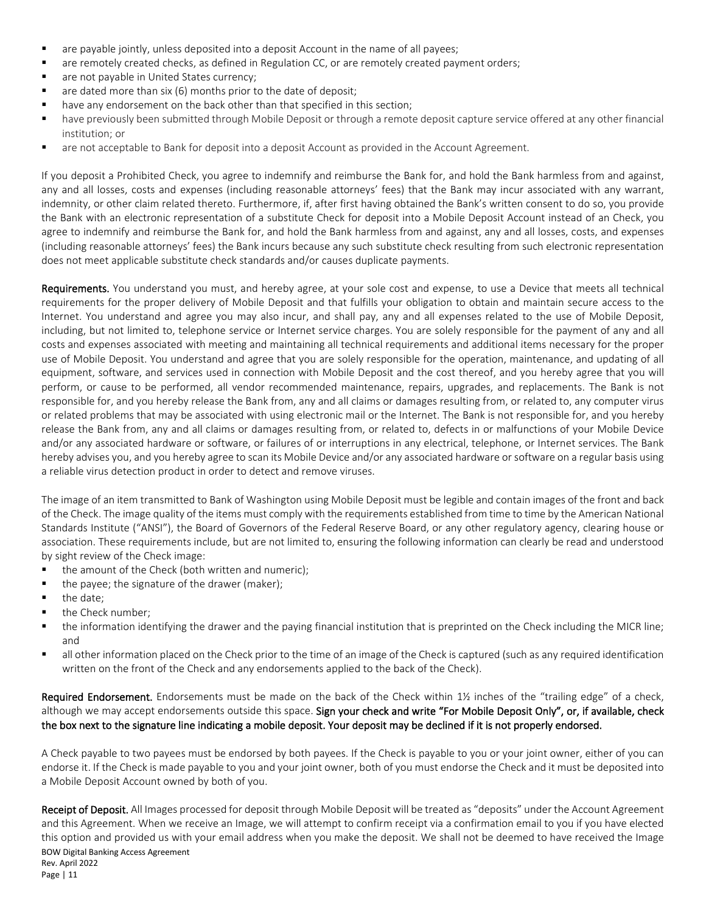- are payable jointly, unless deposited into a deposit Account in the name of all payees;
- are remotely created checks, as defined in Regulation CC, or are remotely created payment orders;
- are not payable in United States currency;
- are dated more than six (6) months prior to the date of deposit;
- have any endorsement on the back other than that specified in this section;
- have previously been submitted through Mobile Deposit or through a remote deposit capture service offered at any other financial institution; or
- are not acceptable to Bank for deposit into a deposit Account as provided in the Account Agreement.

If you deposit a Prohibited Check, you agree to indemnify and reimburse the Bank for, and hold the Bank harmless from and against, any and all losses, costs and expenses (including reasonable attorneys' fees) that the Bank may incur associated with any warrant, indemnity, or other claim related thereto. Furthermore, if, after first having obtained the Bank's written consent to do so, you provide the Bank with an electronic representation of a substitute Check for deposit into a Mobile Deposit Account instead of an Check, you agree to indemnify and reimburse the Bank for, and hold the Bank harmless from and against, any and all losses, costs, and expenses (including reasonable attorneys' fees) the Bank incurs because any such substitute check resulting from such electronic representation does not meet applicable substitute check standards and/or causes duplicate payments.

**Requirements.** You understand you must, and hereby agree, at your sole cost and expense, to use a Device that meets all technical requirements for the proper delivery of Mobile Deposit and that fulfills your obligation to obtain and maintain secure access to the Internet. You understand and agree you may also incur, and shall pay, any and all expenses related to the use of Mobile Deposit, including, but not limited to, telephone service or Internet service charges. You are solely responsible for the payment of any and all costs and expenses associated with meeting and maintaining all technical requirements and additional items necessary for the proper use of Mobile Deposit. You understand and agree that you are solely responsible for the operation, maintenance, and updating of all equipment, software, and services used in connection with Mobile Deposit and the cost thereof, and you hereby agree that you will perform, or cause to be performed, all vendor recommended maintenance, repairs, upgrades, and replacements. The Bank is not responsible for, and you hereby release the Bank from, any and all claims or damages resulting from, or related to, any computer virus or related problems that may be associated with using electronic mail or the Internet. The Bank is not responsible for, and you hereby release the Bank from, any and all claims or damages resulting from, or related to, defects in or malfunctions of your Mobile Device and/or any associated hardware or software, or failures of or interruptions in any electrical, telephone, or Internet services. The Bank hereby advises you, and you hereby agree to scan its Mobile Device and/or any associated hardware or software on a regular basis using a reliable virus detection product in order to detect and remove viruses.

The image of an item transmitted to Bank of Washington using Mobile Deposit must be legible and contain images of the front and back of the Check. The image quality of the items must comply with the requirements established from time to time by the American National Standards Institute ("ANSI"), the Board of Governors of the Federal Reserve Board, or any other regulatory agency, clearing house or association. These requirements include, but are not limited to, ensuring the following information can clearly be read and understood by sight review of the Check image:

- the amount of the Check (both written and numeric);
- the payee; the signature of the drawer (maker);
- the date;
- the Check number;
- the information identifying the drawer and the paying financial institution that is preprinted on the Check including the MICR line; and
- all other information placed on the Check prior to the time of an image of the Check is captured (such as any required identification written on the front of the Check and any endorsements applied to the back of the Check).

**Required Endorsement.** Endorsements must be made on the back of the Check within 1½ inches of the "trailing edge" of a check, although we may accept endorsements outside this space. **Sign your check and write "For Mobile Deposit Only", or, if available, check the box next to the signature line indicating a mobile deposit. Your deposit may be declined if it is not properly endorsed.**

A Check payable to two payees must be endorsed by both payees. If the Check is payable to you or your joint owner, either of you can endorse it. If the Check is made payable to you and your joint owner, both of you must endorse the Check and it must be deposited into a Mobile Deposit Account owned by both of you.

**Receipt of Deposit.** All Images processed for deposit through Mobile Deposit will be treated as "deposits" under the Account Agreement and this Agreement. When we receive an Image, we will attempt to confirm receipt via a confirmation email to you if you have elected this option and provided us with your email address when you make the deposit. We shall not be deemed to have received the Image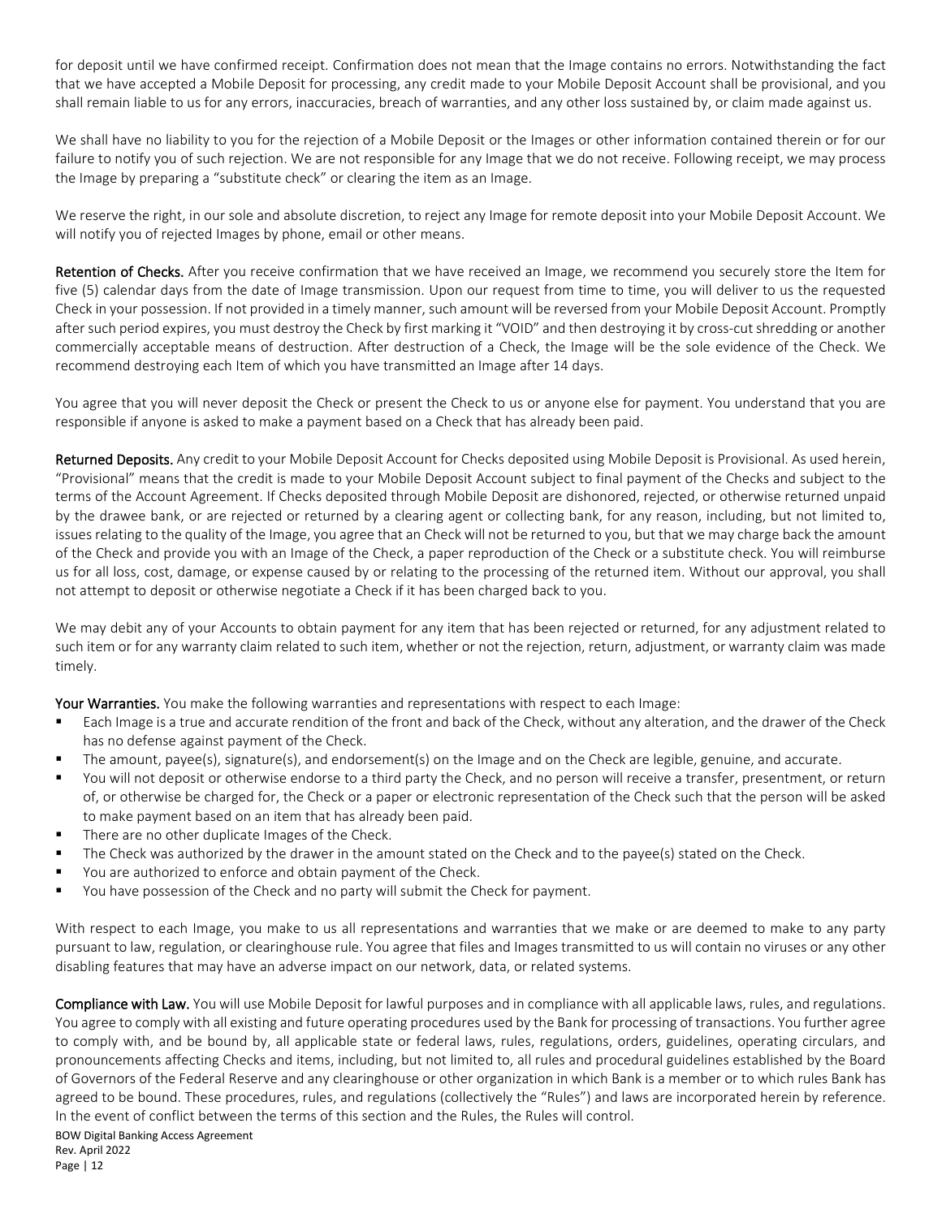for deposit until we have confirmed receipt. Confirmation does not mean that the Image contains no errors. Notwithstanding the fact that we have accepted a Mobile Deposit for processing, any credit made to your Mobile Deposit Account shall be provisional, and you shall remain liable to us for any errors, inaccuracies, breach of warranties, and any other loss sustained by, or claim made against us.

We shall have no liability to you for the rejection of a Mobile Deposit or the Images or other information contained therein or for our failure to notify you of such rejection. We are not responsible for any Image that we do not receive. Following receipt, we may process the Image by preparing a "substitute check" or clearing the item as an Image.

We reserve the right, in our sole and absolute discretion, to reject any Image for remote deposit into your Mobile Deposit Account. We will notify you of rejected Images by phone, email or other means.

**Retention of Checks.** After you receive confirmation that we have received an Image, we recommend you securely store the Item for five (5) calendar days from the date of Image transmission. Upon our request from time to time, you will deliver to us the requested Check in your possession. If not provided in a timely manner, such amount will be reversed from your Mobile Deposit Account. Promptly after such period expires, you must destroy the Check by first marking it "VOID" and then destroying it by cross-cut shredding or another commercially acceptable means of destruction. After destruction of a Check, the Image will be the sole evidence of the Check. We recommend destroying each Item of which you have transmitted an Image after 14 days.

You agree that you will never deposit the Check or present the Check to us or anyone else for payment. You understand that you are responsible if anyone is asked to make a payment based on a Check that has already been paid.

**Returned Deposits.** Any credit to your Mobile Deposit Account for Checks deposited using Mobile Deposit is Provisional. As used herein, "Provisional" means that the credit is made to your Mobile Deposit Account subject to final payment of the Checks and subject to the terms of the Account Agreement. If Checks deposited through Mobile Deposit are dishonored, rejected, or otherwise returned unpaid by the drawee bank, or are rejected or returned by a clearing agent or collecting bank, for any reason, including, but not limited to, issues relating to the quality of the Image, you agree that an Check will not be returned to you, but that we may charge back the amount of the Check and provide you with an Image of the Check, a paper reproduction of the Check or a substitute check. You will reimburse us for all loss, cost, damage, or expense caused by or relating to the processing of the returned item. Without our approval, you shall not attempt to deposit or otherwise negotiate a Check if it has been charged back to you.

We may debit any of your Accounts to obtain payment for any item that has been rejected or returned, for any adjustment related to such item or for any warranty claim related to such item, whether or not the rejection, return, adjustment, or warranty claim was made timely.

**Your Warranties.** You make the following warranties and representations with respect to each Image:

- Each Image is a true and accurate rendition of the front and back of the Check, without any alteration, and the drawer of the Check has no defense against payment of the Check.
- The amount, payee(s), signature(s), and endorsement(s) on the Image and on the Check are legible, genuine, and accurate.
- You will not deposit or otherwise endorse to a third party the Check, and no person will receive a transfer, presentment, or return of, or otherwise be charged for, the Check or a paper or electronic representation of the Check such that the person will be asked to make payment based on an item that has already been paid.
- There are no other duplicate Images of the Check.
- The Check was authorized by the drawer in the amount stated on the Check and to the payee(s) stated on the Check.
- You are authorized to enforce and obtain payment of the Check.
- You have possession of the Check and no party will submit the Check for payment.

With respect to each Image, you make to us all representations and warranties that we make or are deemed to make to any party pursuant to law, regulation, or clearinghouse rule. You agree that files and Images transmitted to us will contain no viruses or any other disabling features that may have an adverse impact on our network, data, or related systems.

**Compliance with Law.** You will use Mobile Deposit for lawful purposes and in compliance with all applicable laws, rules, and regulations. You agree to comply with all existing and future operating procedures used by the Bank for processing of transactions. You further agree to comply with, and be bound by, all applicable state or federal laws, rules, regulations, orders, guidelines, operating circulars, and pronouncements affecting Checks and items, including, but not limited to, all rules and procedural guidelines established by the Board of Governors of the Federal Reserve and any clearinghouse or other organization in which Bank is a member or to which rules Bank has agreed to be bound. These procedures, rules, and regulations (collectively the "Rules") and laws are incorporated herein by reference. In the event of conflict between the terms of this section and the Rules, the Rules will control.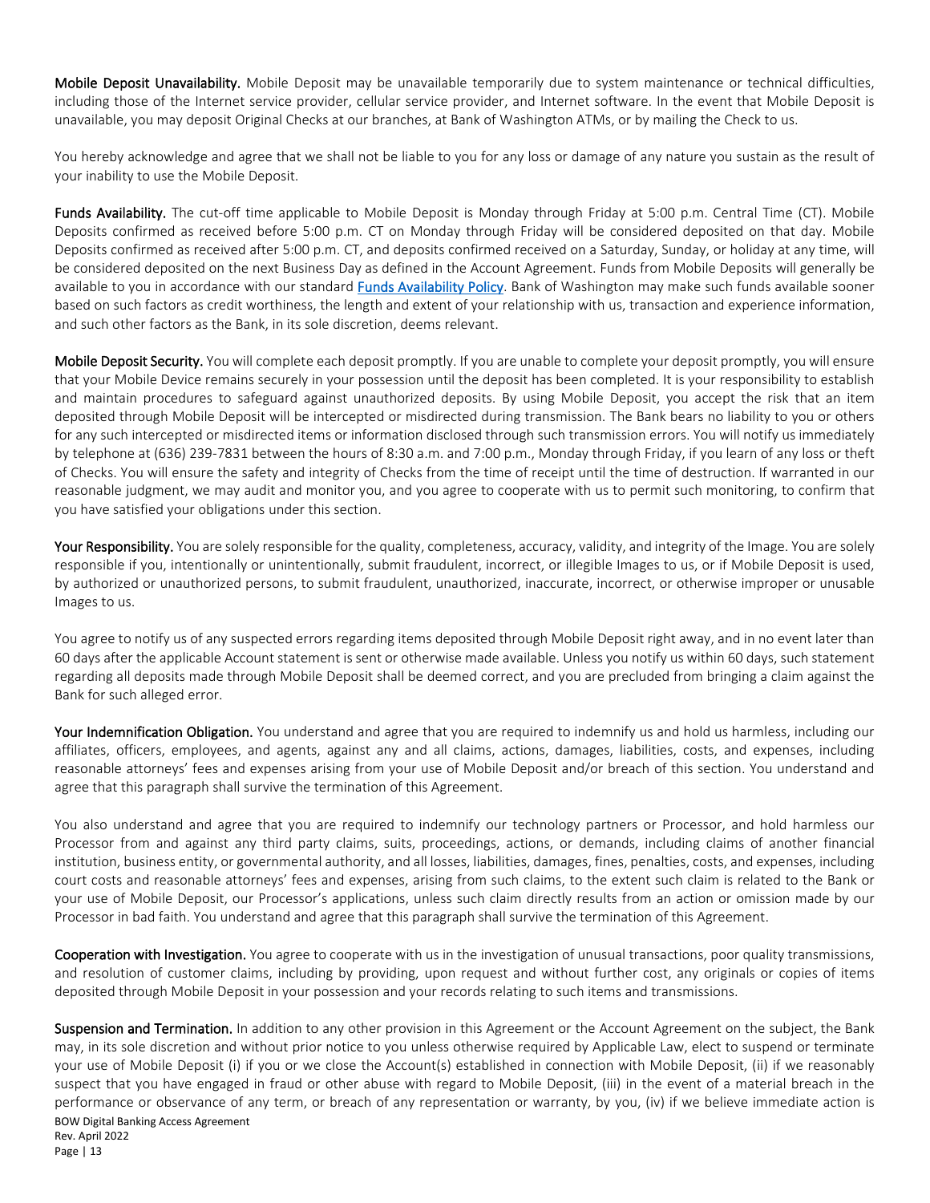**Mobile Deposit Unavailability.** Mobile Deposit may be unavailable temporarily due to system maintenance or technical difficulties, including those of the Internet service provider, cellular service provider, and Internet software. In the event that Mobile Deposit is unavailable, you may deposit Original Checks at our branches, at Bank of Washington ATMs, or by mailing the Check to us.

You hereby acknowledge and agree that we shall not be liable to you for any loss or damage of any nature you sustain as the result of your inability to use the Mobile Deposit.

**Funds Availability.** The cut-off time applicable to Mobile Deposit is Monday through Friday at 5:00 p.m. Central Time (CT). Mobile Deposits confirmed as received before 5:00 p.m. CT on Monday through Friday will be considered deposited on that day. Mobile Deposits confirmed as received after 5:00 p.m. CT, and deposits confirmed received on a Saturday, Sunday, or holiday at any time, will be considered deposited on the next Business Day as defined in the Account Agreement. Funds from Mobile Deposits will generally be available to you in accordance with our standard Funds Availability Policy. Bank of Washington may make such funds available sooner based on such factors as credit worthiness, the length and extent of your relationship with us, transaction and experience information, and such other factors as the Bank, in its sole discretion, deems relevant.

**Mobile Deposit Security.** You will complete each deposit promptly. If you are unable to complete your deposit promptly, you will ensure that your Mobile Device remains securely in your possession until the deposit has been completed. It is your responsibility to establish and maintain procedures to safeguard against unauthorized deposits. By using Mobile Deposit, you accept the risk that an item deposited through Mobile Deposit will be intercepted or misdirected during transmission. The Bank bears no liability to you or others for any such intercepted or misdirected items or information disclosed through such transmission errors. You will notify us immediately by telephone at (636) 239-7831 between the hours of 8:30 a.m. and 7:00 p.m., Monday through Friday, if you learn of any loss or theft of Checks. You will ensure the safety and integrity of Checks from the time of receipt until the time of destruction. If warranted in our reasonable judgment, we may audit and monitor you, and you agree to cooperate with us to permit such monitoring, to confirm that you have satisfied your obligations under this section.

**Your Responsibility.** You are solely responsible for the quality, completeness, accuracy, validity, and integrity of the Image. You are solely responsible if you, intentionally or unintentionally, submit fraudulent, incorrect, or illegible Images to us, or if Mobile Deposit is used, by authorized or unauthorized persons, to submit fraudulent, unauthorized, inaccurate, incorrect, or otherwise improper or unusable Images to us.

You agree to notify us of any suspected errors regarding items deposited through Mobile Deposit right away, and in no event later than 60 days after the applicable Account statement is sent or otherwise made available. Unless you notify us within 60 days, such statement regarding all deposits made through Mobile Deposit shall be deemed correct, and you are precluded from bringing a claim against the Bank for such alleged error.

**Your Indemnification Obligation.** You understand and agree that you are required to indemnify us and hold us harmless, including our affiliates, officers, employees, and agents, against any and all claims, actions, damages, liabilities, costs, and expenses, including reasonable attorneys' fees and expenses arising from your use of Mobile Deposit and/or breach of this section. You understand and agree that this paragraph shall survive the termination of this Agreement.

You also understand and agree that you are required to indemnify our technology partners or Processor, and hold harmless our Processor from and against any third party claims, suits, proceedings, actions, or demands, including claims of another financial institution, business entity, or governmental authority, and all losses, liabilities, damages, fines, penalties, costs, and expenses, including court costs and reasonable attorneys' fees and expenses, arising from such claims, to the extent such claim is related to the Bank or your use of Mobile Deposit, our Processor's applications, unless such claim directly results from an action or omission made by our Processor in bad faith. You understand and agree that this paragraph shall survive the termination of this Agreement.

**Cooperation with Investigation.** You agree to cooperate with us in the investigation of unusual transactions, poor quality transmissions, and resolution of customer claims, including by providing, upon request and without further cost, any originals or copies of items deposited through Mobile Deposit in your possession and your records relating to such items and transmissions.

**Suspension and Termination.** In addition to any other provision in this Agreement or the Account Agreement on the subject, the Bank may, in its sole discretion and without prior notice to you unless otherwise required by Applicable Law, elect to suspend or terminate your use of Mobile Deposit (i) if you or we close the Account(s) established in connection with Mobile Deposit, (ii) if we reasonably suspect that you have engaged in fraud or other abuse with regard to Mobile Deposit, (iii) in the event of a material breach in the performance or observance of any term, or breach of any representation or warranty, by you, (iv) if we believe immediate action is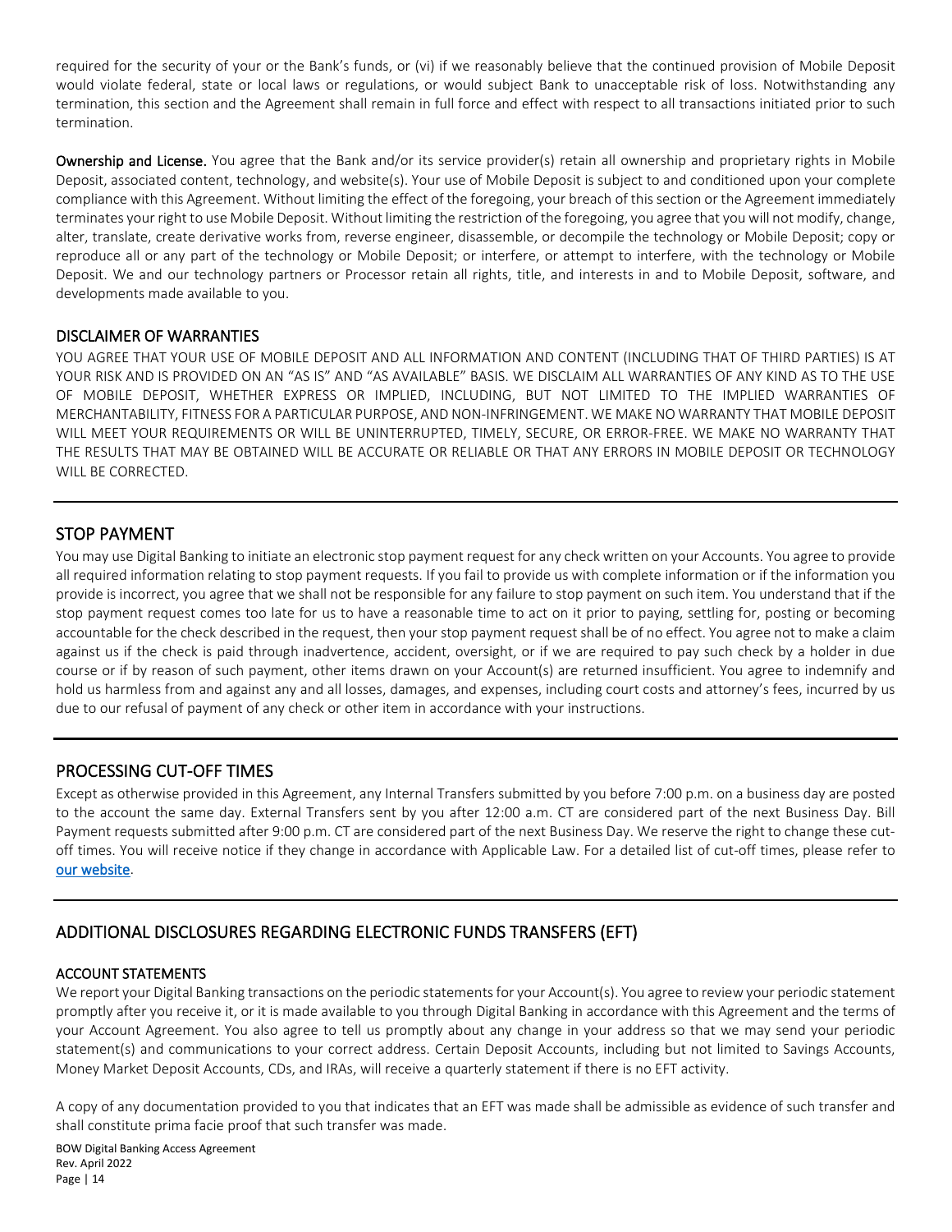required for the security of your or the Bank's funds, or (vi) if we reasonably believe that the continued provision of Mobile Deposit would violate federal, state or local laws or regulations, or would subject Bank to unacceptable risk of loss. Notwithstanding any termination, this section and the Agreement shall remain in full force and effect with respect to all transactions initiated prior to such termination.

**Ownership and License.** You agree that the Bank and/or its service provider(s) retain all ownership and proprietary rights in Mobile Deposit, associated content, technology, and website(s). Your use of Mobile Deposit is subject to and conditioned upon your complete compliance with this Agreement. Without limiting the effect of the foregoing, your breach of this section or the Agreement immediately terminates your right to use Mobile Deposit. Without limiting the restriction of the foregoing, you agree that you will not modify, change, alter, translate, create derivative works from, reverse engineer, disassemble, or decompile the technology or Mobile Deposit; copy or reproduce all or any part of the technology or Mobile Deposit; or interfere, or attempt to interfere, with the technology or Mobile Deposit. We and our technology partners or Processor retain all rights, title, and interests in and to Mobile Deposit, software, and developments made available to you.

### DISCLAIMER OF WARRANTIES

YOU AGREE THAT YOUR USE OF MOBILE DEPOSIT AND ALL INFORMATION AND CONTENT (INCLUDING THAT OF THIRD PARTIES) IS AT YOUR RISK AND IS PROVIDED ON AN "AS IS" AND "AS AVAILABLE" BASIS. WE DISCLAIM ALL WARRANTIES OF ANY KIND AS TO THE USE OF MOBILE DEPOSIT, WHETHER EXPRESS OR IMPLIED, INCLUDING, BUT NOT LIMITED TO THE IMPLIED WARRANTIES OF MERCHANTABILITY, FITNESS FOR A PARTICULAR PURPOSE, AND NON-INFRINGEMENT. WE MAKE NO WARRANTY THAT MOBILE DEPOSIT WILL MEET YOUR REQUIREMENTS OR WILL BE UNINTERRUPTED, TIMELY, SECURE, OR ERROR-FREE. WE MAKE NO WARRANTY THAT THE RESULTS THAT MAY BE OBTAINED WILL BE ACCURATE OR RELIABLE OR THAT ANY ERRORS IN MOBILE DEPOSIT OR TECHNOLOGY WILL BE CORRECTED.

## STOP PAYMENT

You may use Digital Banking to initiate an electronic stop payment request for any check written on your Accounts. You agree to provide all required information relating to stop payment requests. If you fail to provide us with complete information or if the information you provide is incorrect, you agree that we shall not be responsible for any failure to stop payment on such item. You understand that if the stop payment request comes too late for us to have a reasonable time to act on it prior to paying, settling for, posting or becoming accountable for the check described in the request, then your stop payment request shall be of no effect. You agree not to make a claim against us if the check is paid through inadvertence, accident, oversight, or if we are required to pay such check by a holder in due course or if by reason of such payment, other items drawn on your Account(s) are returned insufficient. You agree to indemnify and hold us harmless from and against any and all losses, damages, and expenses, including court costs and attorney's fees, incurred by us due to our refusal of payment of any check or other item in accordance with your instructions.

## PROCESSING CUT-OFF TIMES

Except as otherwise provided in this Agreement, any Internal Transfers submitted by you before 7:00 p.m. on a business day are posted to the account the same day. External Transfers sent by you after 12:00 a.m. CT are considered part of the next Business Day. Bill Payment requests submitted after 9:00 p.m. CT are considered part of the next Business Day. We reserve the right to change these cut-off times. You will receive notice if they change in accordance with Applicable Law. For a detailed list of cut-off times, please refer to our website.

## ADDITIONAL DISCLOSURES REGARDING ELECTRONIC FUNDS TRANSFERS (EFT)

### ACCOUNT STATEMENTS

We report your Digital Banking transactions on the periodic statements for your Account(s). You agree to review your periodic statement promptly after you receive it, or it is made available to you through Digital Banking in accordance with this Agreement and the terms of your Account Agreement. You also agree to tell us promptly about any change in your address so that we may send your periodic statement(s) and communications to your correct address. Certain Deposit Accounts, including but not limited to Savings Accounts, Money Market Deposit Accounts, CDs, and IRAs, will receive a quarterly statement if there is no EFT activity.

A copy of any documentation provided to you that indicates that an EFT was made shall be admissible as evidence of such transfer and shall constitute prima facie proof that such transfer was made.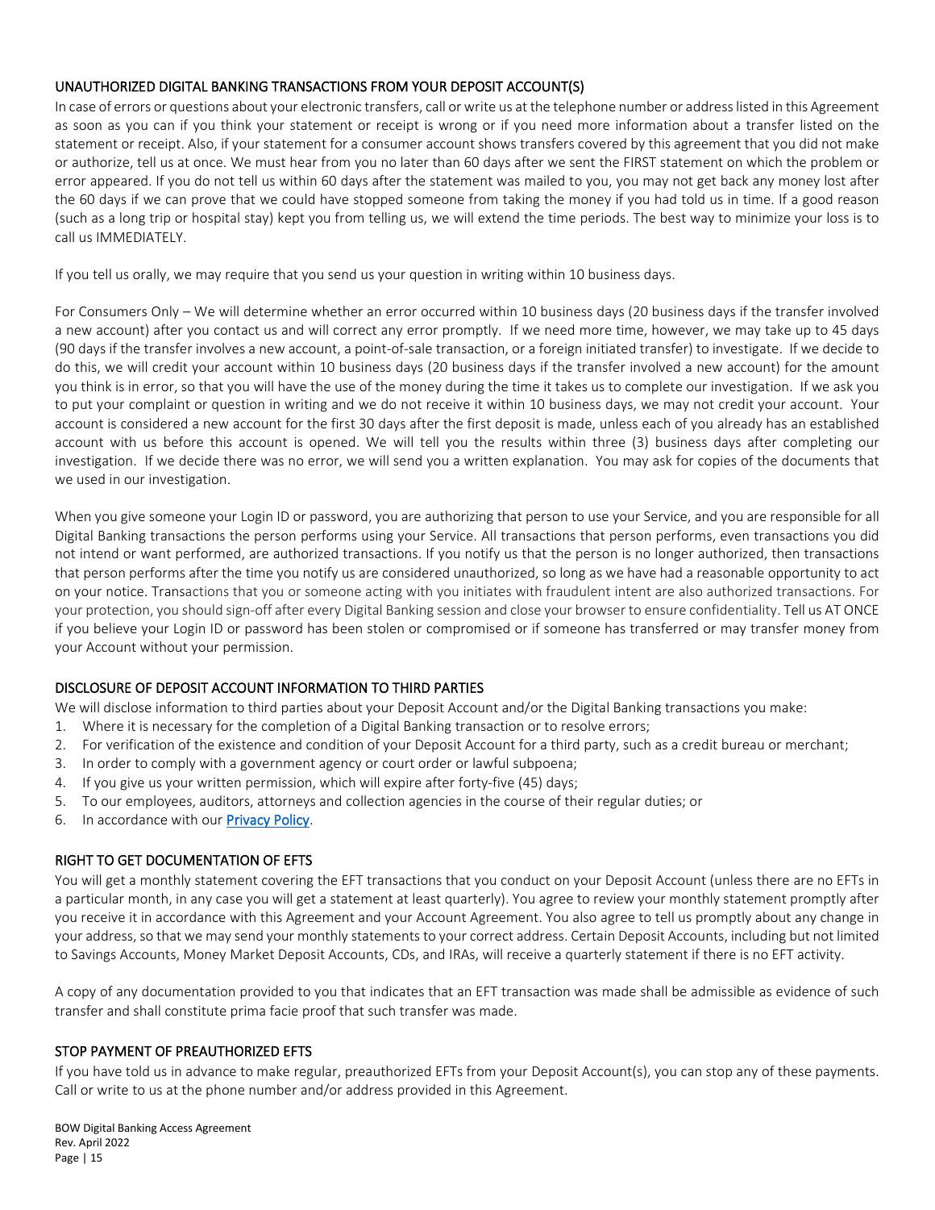## UNAUTHORIZED DIGITAL BANKING TRANSACTIONS FROM YOUR DEPOSIT ACCOUNT(S)

In case of errors or questions about your electronic transfers, call or write us at the telephone number or address listed in this Agreement as soon as you can if you think your statement or receipt is wrong or if you need more information about a transfer listed on the statement or receipt. Also, if your statement for a consumer account shows transfers covered by this agreement that you did not make or authorize, tell us at once. We must hear from you no later than 60 days after we sent the FIRST statement on which the problem or error appeared. If you do not tell us within 60 days after the statement was mailed to you, you may not get back any money lost after the 60 days if we can prove that we could have stopped someone from taking the money if you had told us in time. If a good reason (such as a long trip or hospital stay) kept you from telling us, we will extend the time periods. The best way to minimize your loss is to call us IMMEDIATELY.

If you tell us orally, we may require that you send us your question in writing within 10 business days.

For Consumers Only – We will determine whether an error occurred within 10 business days (20 business days if the transfer involved a new account) after you contact us and will correct any error promptly. If we need more time, however, we may take up to 45 days (90 days if the transfer involves a new account, a point-of-sale transaction, or a foreign initiated transfer) to investigate. If we decide to do this, we will credit your account within 10 business days (20 business days if the transfer involved a new account) for the amount you think is in error, so that you will have the use of the money during the time it takes us to complete our investigation. If we ask you to put your complaint or question in writing and we do not receive it within 10 business days, we may not credit your account. Your account is considered a new account for the first 30 days after the first deposit is made, unless each of you already has an established account with us before this account is opened. We will tell you the results within three (3) business days after completing our investigation. If we decide there was no error, we will send you a written explanation. You may ask for copies of the documents that we used in our investigation.

When you give someone your Login ID or password, you are authorizing that person to use your Service, and you are responsible for all Digital Banking transactions the person performs using your Service. All transactions that person performs, even transactions you did not intend or want performed, are authorized transactions. If you notify us that the person is no longer authorized, then transactions that person performs after the time you notify us are considered unauthorized, so long as we have had a reasonable opportunity to act on your notice. Transactions that you or someone acting with you initiates with fraudulent intent are also authorized transactions. For your protection, you should sign-off after every Digital Banking session and close your browser to ensure confidentiality. Tell us AT ONCE if you believe your Login ID or password has been stolen or compromised or if someone has transferred or may transfer money from your Account without your permission.

## DISCLOSURE OF DEPOSIT ACCOUNT INFORMATION TO THIRD PARTIES

We will disclose information to third parties about your Deposit Account and/or the Digital Banking transactions you make:

1. Where it is necessary for the completion of a Digital Banking transaction or to resolve errors;
2. For verification of the existence and condition of your Deposit Account for a third party, such as a credit bureau or merchant;
3. In order to comply with a government agency or court order or lawful subpoena;
4. If you give us your written permission, which will expire after forty-five (45) days;
5. To our employees, auditors, attorneys and collection agencies in the course of their regular duties; or
6. In accordance with our Privacy Policy.

## RIGHT TO GET DOCUMENTATION OF EFTS

You will get a monthly statement covering the EFT transactions that you conduct on your Deposit Account (unless there are no EFTs in a particular month, in any case you will get a statement at least quarterly). You agree to review your monthly statement promptly after you receive it in accordance with this Agreement and your Account Agreement. You also agree to tell us promptly about any change in your address, so that we may send your monthly statements to your correct address. Certain Deposit Accounts, including but not limited to Savings Accounts, Money Market Deposit Accounts, CDs, and IRAs, will receive a quarterly statement if there is no EFT activity.

A copy of any documentation provided to you that indicates that an EFT transaction was made shall be admissible as evidence of such transfer and shall constitute prima facie proof that such transfer was made.

## STOP PAYMENT OF PREAUTHORIZED EFTS

If you have told us in advance to make regular, preauthorized EFTs from your Deposit Account(s), you can stop any of these payments. Call or write to us at the phone number and/or address provided in this Agreement.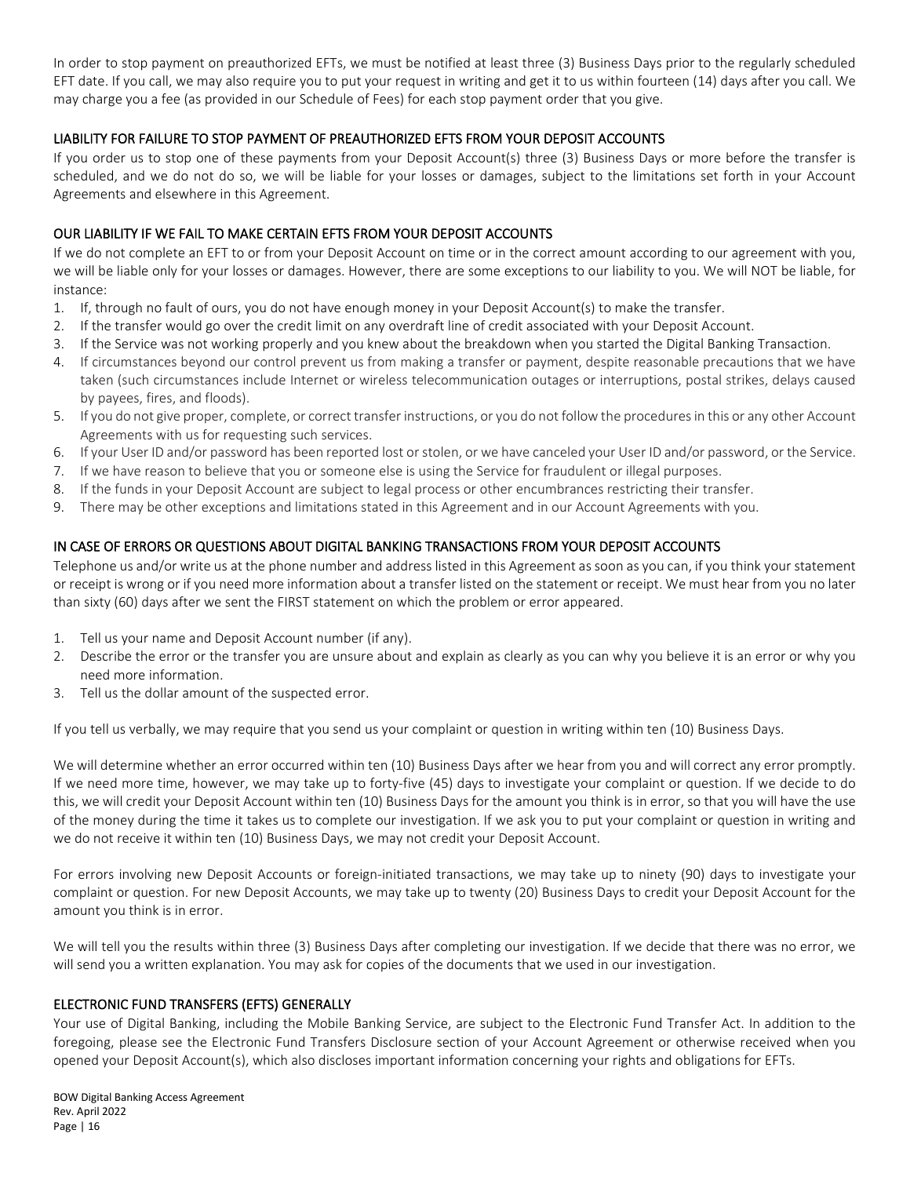In order to stop payment on preauthorized EFTs, we must be notified at least three (3) Business Days prior to the regularly scheduled EFT date. If you call, we may also require you to put your request in writing and get it to us within fourteen (14) days after you call. We may charge you a fee (as provided in our Schedule of Fees) for each stop payment order that you give.

## LIABILITY FOR FAILURE TO STOP PAYMENT OF PREAUTHORIZED EFTS FROM YOUR DEPOSIT ACCOUNTS

If you order us to stop one of these payments from your Deposit Account(s) three (3) Business Days or more before the transfer is scheduled, and we do not do so, we will be liable for your losses or damages, subject to the limitations set forth in your Account Agreements and elsewhere in this Agreement.

## OUR LIABILITY IF WE FAIL TO MAKE CERTAIN EFTS FROM YOUR DEPOSIT ACCOUNTS

If we do not complete an EFT to or from your Deposit Account on time or in the correct amount according to our agreement with you, we will be liable only for your losses or damages. However, there are some exceptions to our liability to you. We will NOT be liable, for instance:

1. If, through no fault of ours, you do not have enough money in your Deposit Account(s) to make the transfer.
2. If the transfer would go over the credit limit on any overdraft line of credit associated with your Deposit Account.
3. If the Service was not working properly and you knew about the breakdown when you started the Digital Banking Transaction.
4. If circumstances beyond our control prevent us from making a transfer or payment, despite reasonable precautions that we have taken (such circumstances include Internet or wireless telecommunication outages or interruptions, postal strikes, delays caused by payees, fires, and floods).
5. If you do not give proper, complete, or correct transfer instructions, or you do not follow the procedures in this or any other Account Agreements with us for requesting such services.
6. If your User ID and/or password has been reported lost or stolen, or we have canceled your User ID and/or password, or the Service.
7. If we have reason to believe that you or someone else is using the Service for fraudulent or illegal purposes.
8. If the funds in your Deposit Account are subject to legal process or other encumbrances restricting their transfer.
9. There may be other exceptions and limitations stated in this Agreement and in our Account Agreements with you.

## IN CASE OF ERRORS OR QUESTIONS ABOUT DIGITAL BANKING TRANSACTIONS FROM YOUR DEPOSIT ACCOUNTS

Telephone us and/or write us at the phone number and address listed in this Agreement as soon as you can, if you think your statement or receipt is wrong or if you need more information about a transfer listed on the statement or receipt. We must hear from you no later than sixty (60) days after we sent the FIRST statement on which the problem or error appeared.

1. Tell us your name and Deposit Account number (if any).
2. Describe the error or the transfer you are unsure about and explain as clearly as you can why you believe it is an error or why you need more information.
3. Tell us the dollar amount of the suspected error.

If you tell us verbally, we may require that you send us your complaint or question in writing within ten (10) Business Days.

We will determine whether an error occurred within ten (10) Business Days after we hear from you and will correct any error promptly. If we need more time, however, we may take up to forty-five (45) days to investigate your complaint or question. If we decide to do this, we will credit your Deposit Account within ten (10) Business Days for the amount you think is in error, so that you will have the use of the money during the time it takes us to complete our investigation. If we ask you to put your complaint or question in writing and we do not receive it within ten (10) Business Days, we may not credit your Deposit Account.

For errors involving new Deposit Accounts or foreign-initiated transactions, we may take up to ninety (90) days to investigate your complaint or question. For new Deposit Accounts, we may take up to twenty (20) Business Days to credit your Deposit Account for the amount you think is in error.

We will tell you the results within three (3) Business Days after completing our investigation. If we decide that there was no error, we will send you a written explanation. You may ask for copies of the documents that we used in our investigation.

## ELECTRONIC FUND TRANSFERS (EFTS) GENERALLY

Your use of Digital Banking, including the Mobile Banking Service, are subject to the Electronic Fund Transfer Act. In addition to the foregoing, please see the Electronic Fund Transfers Disclosure section of your Account Agreement or otherwise received when you opened your Deposit Account(s), which also discloses important information concerning your rights and obligations for EFTs.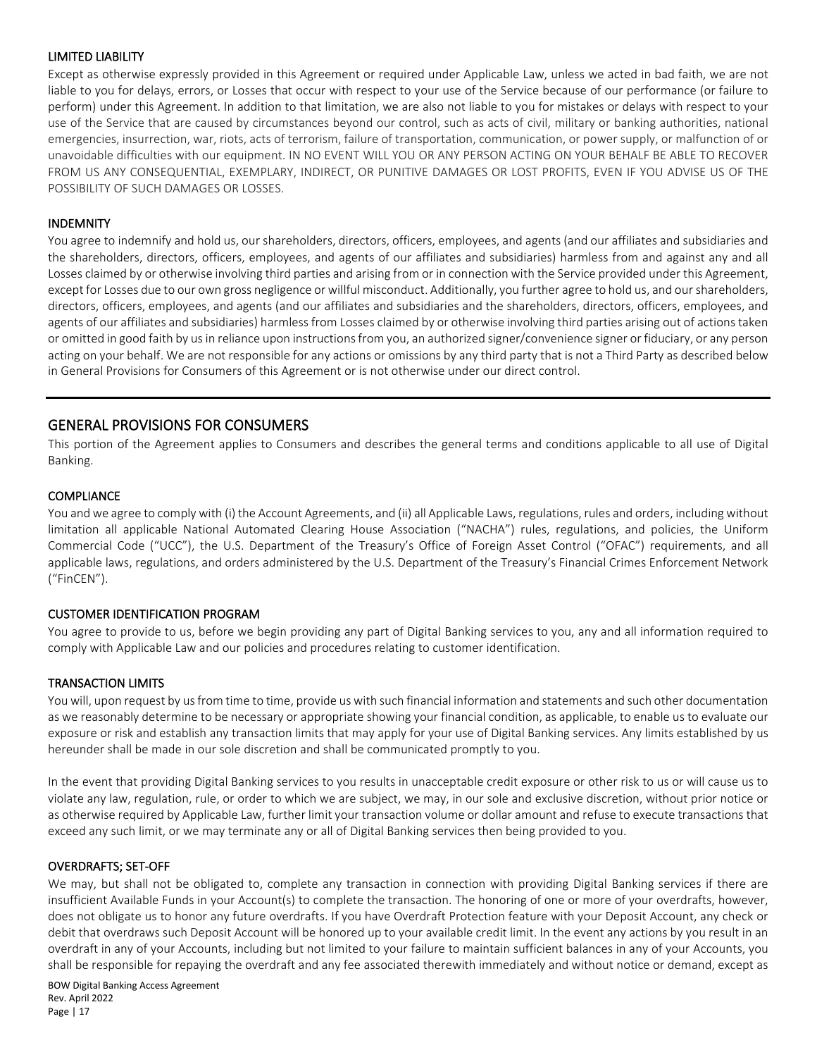### LIMITED LIABILITY

Except as otherwise expressly provided in this Agreement or required under Applicable Law, unless we acted in bad faith, we are not liable to you for delays, errors, or Losses that occur with respect to your use of the Service because of our performance (or failure to perform) under this Agreement. In addition to that limitation, we are also not liable to you for mistakes or delays with respect to your use of the Service that are caused by circumstances beyond our control, such as acts of civil, military or banking authorities, national emergencies, insurrection, war, riots, acts of terrorism, failure of transportation, communication, or power supply, or malfunction of or unavoidable difficulties with our equipment. IN NO EVENT WILL YOU OR ANY PERSON ACTING ON YOUR BEHALF BE ABLE TO RECOVER FROM US ANY CONSEQUENTIAL, EXEMPLARY, INDIRECT, OR PUNITIVE DAMAGES OR LOST PROFITS, EVEN IF YOU ADVISE US OF THE POSSIBILITY OF SUCH DAMAGES OR LOSSES.

### INDEMNITY

You agree to indemnify and hold us, our shareholders, directors, officers, employees, and agents (and our affiliates and subsidiaries and the shareholders, directors, officers, employees, and agents of our affiliates and subsidiaries) harmless from and against any and all Losses claimed by or otherwise involving third parties and arising from or in connection with the Service provided under this Agreement, except for Losses due to our own gross negligence or willful misconduct. Additionally, you further agree to hold us, and our shareholders, directors, officers, employees, and agents (and our affiliates and subsidiaries and the shareholders, directors, officers, employees, and agents of our affiliates and subsidiaries) harmless from Losses claimed by or otherwise involving third parties arising out of actions taken or omitted in good faith by us in reliance upon instructions from you, an authorized signer/convenience signer or fiduciary, or any person acting on your behalf. We are not responsible for any actions or omissions by any third party that is not a Third Party as described below in General Provisions for Consumers of this Agreement or is not otherwise under our direct control.

---

## GENERAL PROVISIONS FOR CONSUMERS

This portion of the Agreement applies to Consumers and describes the general terms and conditions applicable to all use of Digital Banking.

### COMPLIANCE

You and we agree to comply with (i) the Account Agreements, and (ii) all Applicable Laws, regulations, rules and orders, including without limitation all applicable National Automated Clearing House Association ("NACHA") rules, regulations, and policies, the Uniform Commercial Code ("UCC"), the U.S. Department of the Treasury's Office of Foreign Asset Control ("OFAC") requirements, and all applicable laws, regulations, and orders administered by the U.S. Department of the Treasury's Financial Crimes Enforcement Network ("FinCEN").

### CUSTOMER IDENTIFICATION PROGRAM

You agree to provide to us, before we begin providing any part of Digital Banking services to you, any and all information required to comply with Applicable Law and our policies and procedures relating to customer identification.

### TRANSACTION LIMITS

You will, upon request by us from time to time, provide us with such financial information and statements and such other documentation as we reasonably determine to be necessary or appropriate showing your financial condition, as applicable, to enable us to evaluate our exposure or risk and establish any transaction limits that may apply for your use of Digital Banking services. Any limits established by us hereunder shall be made in our sole discretion and shall be communicated promptly to you.

In the event that providing Digital Banking services to you results in unacceptable credit exposure or other risk to us or will cause us to violate any law, regulation, rule, or order to which we are subject, we may, in our sole and exclusive discretion, without prior notice or as otherwise required by Applicable Law, further limit your transaction volume or dollar amount and refuse to execute transactions that exceed any such limit, or we may terminate any or all of Digital Banking services then being provided to you.

### OVERDRAFTS; SET-OFF

We may, but shall not be obligated to, complete any transaction in connection with providing Digital Banking services if there are insufficient Available Funds in your Account(s) to complete the transaction. The honoring of one or more of your overdrafts, however, does not obligate us to honor any future overdrafts. If you have Overdraft Protection feature with your Deposit Account, any check or debit that overdraws such Deposit Account will be honored up to your available credit limit. In the event any actions by you result in an overdraft in any of your Accounts, including but not limited to your failure to maintain sufficient balances in any of your Accounts, you shall be responsible for repaying the overdraft and any fee associated therewith immediately and without notice or demand, except as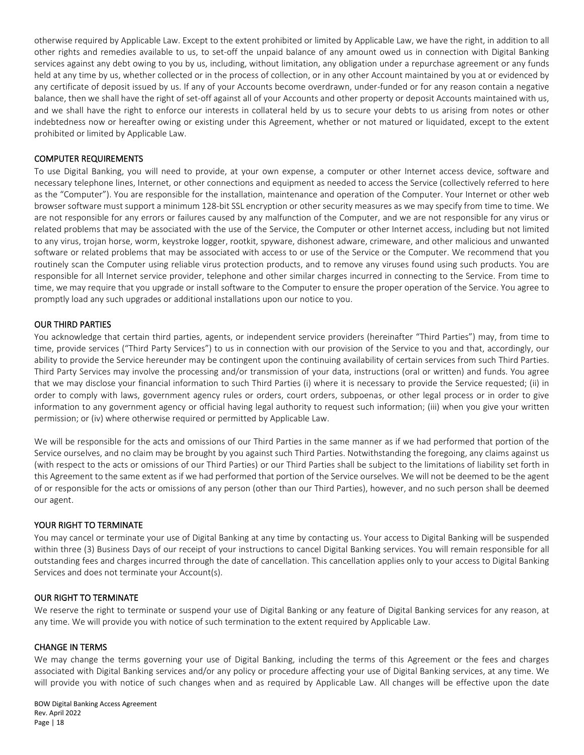otherwise required by Applicable Law. Except to the extent prohibited or limited by Applicable Law, we have the right, in addition to all other rights and remedies available to us, to set-off the unpaid balance of any amount owed us in connection with Digital Banking services against any debt owing to you by us, including, without limitation, any obligation under a repurchase agreement or any funds held at any time by us, whether collected or in the process of collection, or in any other Account maintained by you at or evidenced by any certificate of deposit issued by us. If any of your Accounts become overdrawn, under-funded or for any reason contain a negative balance, then we shall have the right of set-off against all of your Accounts and other property or deposit Accounts maintained with us, and we shall have the right to enforce our interests in collateral held by us to secure your debts to us arising from notes or other indebtedness now or hereafter owing or existing under this Agreement, whether or not matured or liquidated, except to the extent prohibited or limited by Applicable Law.

## COMPUTER REQUIREMENTS

To use Digital Banking, you will need to provide, at your own expense, a computer or other Internet access device, software and necessary telephone lines, Internet, or other connections and equipment as needed to access the Service (collectively referred to here as the "Computer"). You are responsible for the installation, maintenance and operation of the Computer. Your Internet or other web browser software must support a minimum 128-bit SSL encryption or other security measures as we may specify from time to time. We are not responsible for any errors or failures caused by any malfunction of the Computer, and we are not responsible for any virus or related problems that may be associated with the use of the Service, the Computer or other Internet access, including but not limited to any virus, trojan horse, worm, keystroke logger, rootkit, spyware, dishonest adware, crimeware, and other malicious and unwanted software or related problems that may be associated with access to or use of the Service or the Computer. We recommend that you routinely scan the Computer using reliable virus protection products, and to remove any viruses found using such products. You are responsible for all Internet service provider, telephone and other similar charges incurred in connecting to the Service. From time to time, we may require that you upgrade or install software to the Computer to ensure the proper operation of the Service. You agree to promptly load any such upgrades or additional installations upon our notice to you.

## OUR THIRD PARTIES

You acknowledge that certain third parties, agents, or independent service providers (hereinafter "Third Parties") may, from time to time, provide services ("Third Party Services") to us in connection with our provision of the Service to you and that, accordingly, our ability to provide the Service hereunder may be contingent upon the continuing availability of certain services from such Third Parties. Third Party Services may involve the processing and/or transmission of your data, instructions (oral or written) and funds. You agree that we may disclose your financial information to such Third Parties (i) where it is necessary to provide the Service requested; (ii) in order to comply with laws, government agency rules or orders, court orders, subpoenas, or other legal process or in order to give information to any government agency or official having legal authority to request such information; (iii) when you give your written permission; or (iv) where otherwise required or permitted by Applicable Law.

We will be responsible for the acts and omissions of our Third Parties in the same manner as if we had performed that portion of the Service ourselves, and no claim may be brought by you against such Third Parties. Notwithstanding the foregoing, any claims against us (with respect to the acts or omissions of our Third Parties) or our Third Parties shall be subject to the limitations of liability set forth in this Agreement to the same extent as if we had performed that portion of the Service ourselves. We will not be deemed to be the agent of or responsible for the acts or omissions of any person (other than our Third Parties), however, and no such person shall be deemed our agent.

## YOUR RIGHT TO TERMINATE

You may cancel or terminate your use of Digital Banking at any time by contacting us. Your access to Digital Banking will be suspended within three (3) Business Days of our receipt of your instructions to cancel Digital Banking services. You will remain responsible for all outstanding fees and charges incurred through the date of cancellation. This cancellation applies only to your access to Digital Banking Services and does not terminate your Account(s).

## OUR RIGHT TO TERMINATE

We reserve the right to terminate or suspend your use of Digital Banking or any feature of Digital Banking services for any reason, at any time. We will provide you with notice of such termination to the extent required by Applicable Law.

## CHANGE IN TERMS

We may change the terms governing your use of Digital Banking, including the terms of this Agreement or the fees and charges associated with Digital Banking services and/or any policy or procedure affecting your use of Digital Banking services, at any time. We will provide you with notice of such changes when and as required by Applicable Law. All changes will be effective upon the date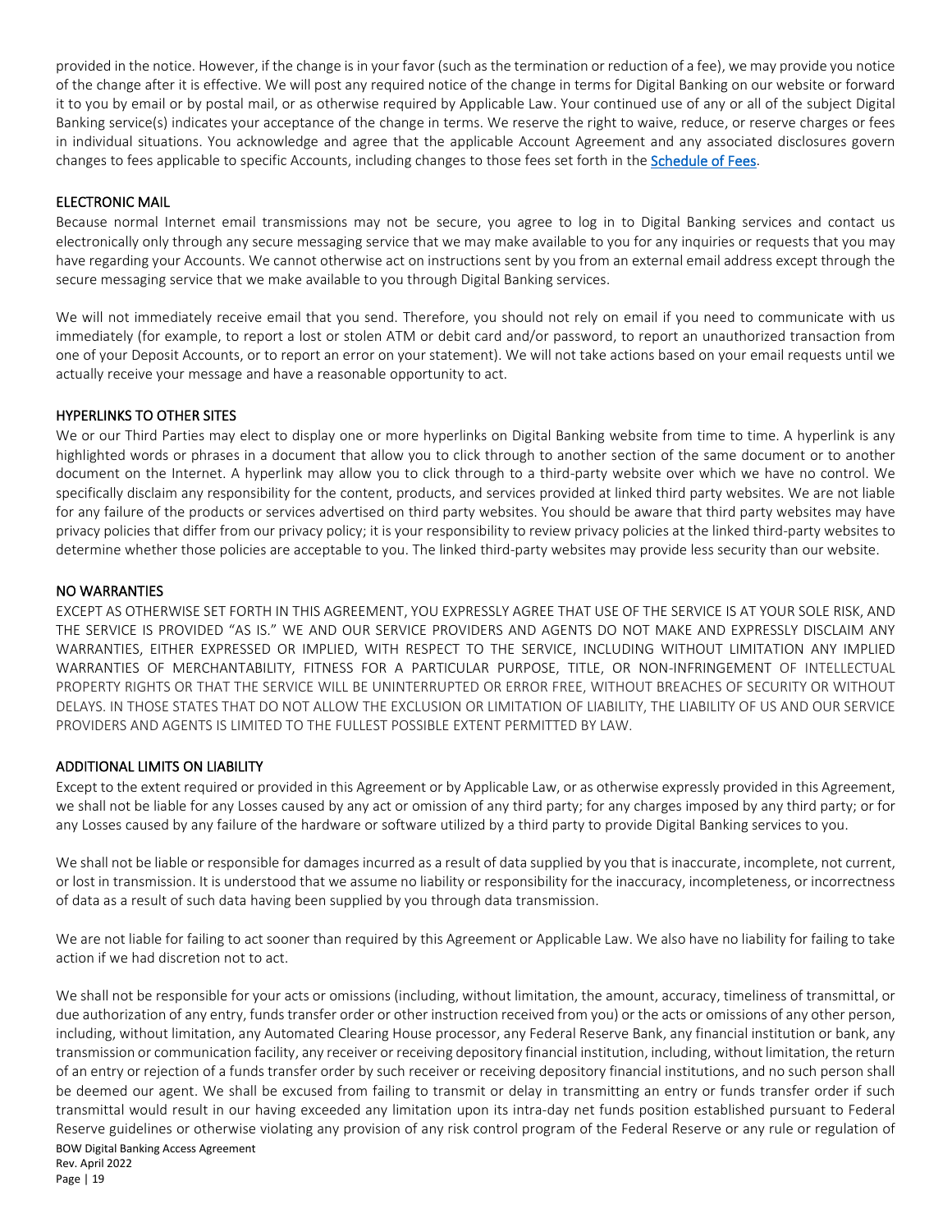provided in the notice. However, if the change is in your favor (such as the termination or reduction of a fee), we may provide you notice of the change after it is effective. We will post any required notice of the change in terms for Digital Banking on our website or forward it to you by email or by postal mail, or as otherwise required by Applicable Law. Your continued use of any or all of the subject Digital Banking service(s) indicates your acceptance of the change in terms. We reserve the right to waive, reduce, or reserve charges or fees in individual situations. You acknowledge and agree that the applicable Account Agreement and any associated disclosures govern changes to fees applicable to specific Accounts, including changes to those fees set forth in the Schedule of Fees.

## ELECTRONIC MAIL

Because normal Internet email transmissions may not be secure, you agree to log in to Digital Banking services and contact us electronically only through any secure messaging service that we may make available to you for any inquiries or requests that you may have regarding your Accounts. We cannot otherwise act on instructions sent by you from an external email address except through the secure messaging service that we make available to you through Digital Banking services.

We will not immediately receive email that you send. Therefore, you should not rely on email if you need to communicate with us immediately (for example, to report a lost or stolen ATM or debit card and/or password, to report an unauthorized transaction from one of your Deposit Accounts, or to report an error on your statement). We will not take actions based on your email requests until we actually receive your message and have a reasonable opportunity to act.

## HYPERLINKS TO OTHER SITES

We or our Third Parties may elect to display one or more hyperlinks on Digital Banking website from time to time. A hyperlink is any highlighted words or phrases in a document that allow you to click through to another section of the same document or to another document on the Internet. A hyperlink may allow you to click through to a third-party website over which we have no control. We specifically disclaim any responsibility for the content, products, and services provided at linked third party websites. We are not liable for any failure of the products or services advertised on third party websites. You should be aware that third party websites may have privacy policies that differ from our privacy policy; it is your responsibility to review privacy policies at the linked third-party websites to determine whether those policies are acceptable to you. The linked third-party websites may provide less security than our website.

## NO WARRANTIES

EXCEPT AS OTHERWISE SET FORTH IN THIS AGREEMENT, YOU EXPRESSLY AGREE THAT USE OF THE SERVICE IS AT YOUR SOLE RISK, AND THE SERVICE IS PROVIDED "AS IS." WE AND OUR SERVICE PROVIDERS AND AGENTS DO NOT MAKE AND EXPRESSLY DISCLAIM ANY WARRANTIES, EITHER EXPRESSED OR IMPLIED, WITH RESPECT TO THE SERVICE, INCLUDING WITHOUT LIMITATION ANY IMPLIED WARRANTIES OF MERCHANTABILITY, FITNESS FOR A PARTICULAR PURPOSE, TITLE, OR NON-INFRINGEMENT OF INTELLECTUAL PROPERTY RIGHTS OR THAT THE SERVICE WILL BE UNINTERRUPTED OR ERROR FREE, WITHOUT BREACHES OF SECURITY OR WITHOUT DELAYS. IN THOSE STATES THAT DO NOT ALLOW THE EXCLUSION OR LIMITATION OF LIABILITY, THE LIABILITY OF US AND OUR SERVICE PROVIDERS AND AGENTS IS LIMITED TO THE FULLEST POSSIBLE EXTENT PERMITTED BY LAW.

## ADDITIONAL LIMITS ON LIABILITY

Except to the extent required or provided in this Agreement or by Applicable Law, or as otherwise expressly provided in this Agreement, we shall not be liable for any Losses caused by any act or omission of any third party; for any charges imposed by any third party; or for any Losses caused by any failure of the hardware or software utilized by a third party to provide Digital Banking services to you.

We shall not be liable or responsible for damages incurred as a result of data supplied by you that is inaccurate, incomplete, not current, or lost in transmission. It is understood that we assume no liability or responsibility for the inaccuracy, incompleteness, or incorrectness of data as a result of such data having been supplied by you through data transmission.

We are not liable for failing to act sooner than required by this Agreement or Applicable Law. We also have no liability for failing to take action if we had discretion not to act.

We shall not be responsible for your acts or omissions (including, without limitation, the amount, accuracy, timeliness of transmittal, or due authorization of any entry, funds transfer order or other instruction received from you) or the acts or omissions of any other person, including, without limitation, any Automated Clearing House processor, any Federal Reserve Bank, any financial institution or bank, any transmission or communication facility, any receiver or receiving depository financial institution, including, without limitation, the return of an entry or rejection of a funds transfer order by such receiver or receiving depository financial institutions, and no such person shall be deemed our agent. We shall be excused from failing to transmit or delay in transmitting an entry or funds transfer order if such transmittal would result in our having exceeded any limitation upon its intra-day net funds position established pursuant to Federal Reserve guidelines or otherwise violating any provision of any risk control program of the Federal Reserve or any rule or regulation of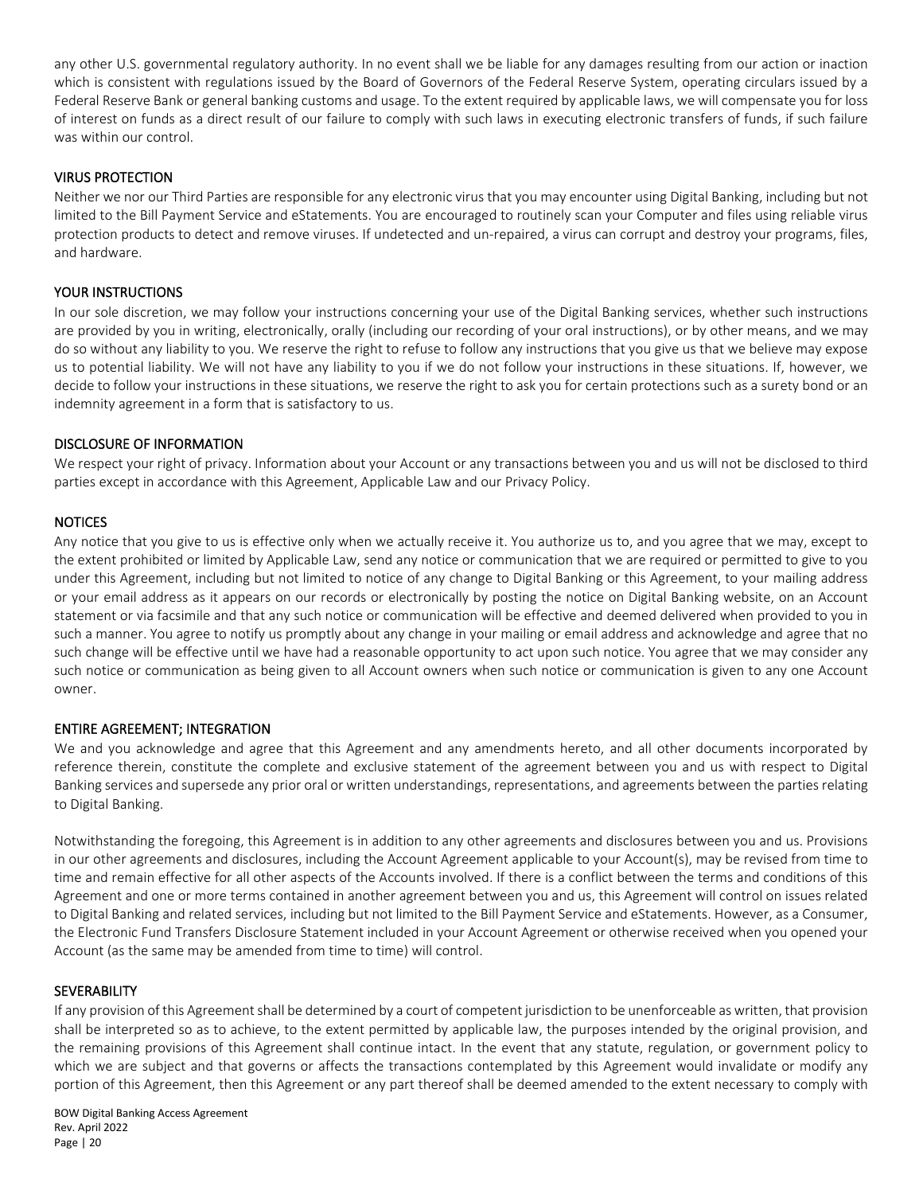any other U.S. governmental regulatory authority. In no event shall we be liable for any damages resulting from our action or inaction which is consistent with regulations issued by the Board of Governors of the Federal Reserve System, operating circulars issued by a Federal Reserve Bank or general banking customs and usage. To the extent required by applicable laws, we will compensate you for loss of interest on funds as a direct result of our failure to comply with such laws in executing electronic transfers of funds, if such failure was within our control.

## VIRUS PROTECTION

Neither we nor our Third Parties are responsible for any electronic virus that you may encounter using Digital Banking, including but not limited to the Bill Payment Service and eStatements. You are encouraged to routinely scan your Computer and files using reliable virus protection products to detect and remove viruses. If undetected and un-repaired, a virus can corrupt and destroy your programs, files, and hardware.

## YOUR INSTRUCTIONS

In our sole discretion, we may follow your instructions concerning your use of the Digital Banking services, whether such instructions are provided by you in writing, electronically, orally (including our recording of your oral instructions), or by other means, and we may do so without any liability to you. We reserve the right to refuse to follow any instructions that you give us that we believe may expose us to potential liability. We will not have any liability to you if we do not follow your instructions in these situations. If, however, we decide to follow your instructions in these situations, we reserve the right to ask you for certain protections such as a surety bond or an indemnity agreement in a form that is satisfactory to us.

## DISCLOSURE OF INFORMATION

We respect your right of privacy. Information about your Account or any transactions between you and us will not be disclosed to third parties except in accordance with this Agreement, Applicable Law and our Privacy Policy.

## NOTICES

Any notice that you give to us is effective only when we actually receive it. You authorize us to, and you agree that we may, except to the extent prohibited or limited by Applicable Law, send any notice or communication that we are required or permitted to give to you under this Agreement, including but not limited to notice of any change to Digital Banking or this Agreement, to your mailing address or your email address as it appears on our records or electronically by posting the notice on Digital Banking website, on an Account statement or via facsimile and that any such notice or communication will be effective and deemed delivered when provided to you in such a manner. You agree to notify us promptly about any change in your mailing or email address and acknowledge and agree that no such change will be effective until we have had a reasonable opportunity to act upon such notice. You agree that we may consider any such notice or communication as being given to all Account owners when such notice or communication is given to any one Account owner.

## ENTIRE AGREEMENT; INTEGRATION

We and you acknowledge and agree that this Agreement and any amendments hereto, and all other documents incorporated by reference therein, constitute the complete and exclusive statement of the agreement between you and us with respect to Digital Banking services and supersede any prior oral or written understandings, representations, and agreements between the parties relating to Digital Banking.

Notwithstanding the foregoing, this Agreement is in addition to any other agreements and disclosures between you and us. Provisions in our other agreements and disclosures, including the Account Agreement applicable to your Account(s), may be revised from time to time and remain effective for all other aspects of the Accounts involved. If there is a conflict between the terms and conditions of this Agreement and one or more terms contained in another agreement between you and us, this Agreement will control on issues related to Digital Banking and related services, including but not limited to the Bill Payment Service and eStatements. However, as a Consumer, the Electronic Fund Transfers Disclosure Statement included in your Account Agreement or otherwise received when you opened your Account (as the same may be amended from time to time) will control.

## SEVERABILITY

If any provision of this Agreement shall be determined by a court of competent jurisdiction to be unenforceable as written, that provision shall be interpreted so as to achieve, to the extent permitted by applicable law, the purposes intended by the original provision, and the remaining provisions of this Agreement shall continue intact. In the event that any statute, regulation, or government policy to which we are subject and that governs or affects the transactions contemplated by this Agreement would invalidate or modify any portion of this Agreement, then this Agreement or any part thereof shall be deemed amended to the extent necessary to comply with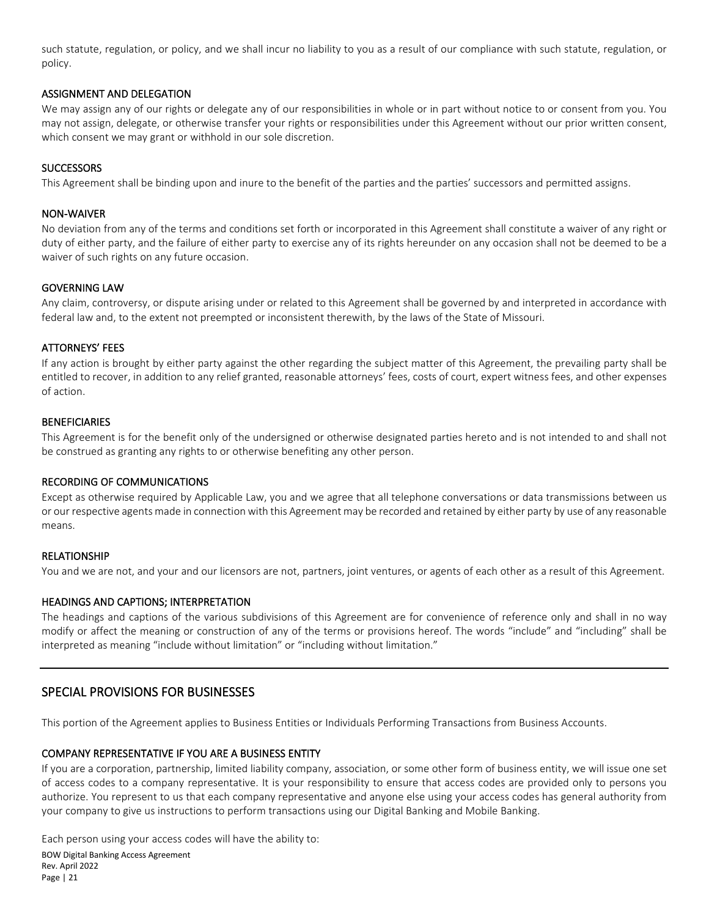such statute, regulation, or policy, and we shall incur no liability to you as a result of our compliance with such statute, regulation, or policy.

### ASSIGNMENT AND DELEGATION

We may assign any of our rights or delegate any of our responsibilities in whole or in part without notice to or consent from you. You may not assign, delegate, or otherwise transfer your rights or responsibilities under this Agreement without our prior written consent, which consent we may grant or withhold in our sole discretion.

### SUCCESSORS

This Agreement shall be binding upon and inure to the benefit of the parties and the parties' successors and permitted assigns.

### NON-WAIVER

No deviation from any of the terms and conditions set forth or incorporated in this Agreement shall constitute a waiver of any right or duty of either party, and the failure of either party to exercise any of its rights hereunder on any occasion shall not be deemed to be a waiver of such rights on any future occasion.

### GOVERNING LAW

Any claim, controversy, or dispute arising under or related to this Agreement shall be governed by and interpreted in accordance with federal law and, to the extent not preempted or inconsistent therewith, by the laws of the State of Missouri.

### ATTORNEYS' FEES

If any action is brought by either party against the other regarding the subject matter of this Agreement, the prevailing party shall be entitled to recover, in addition to any relief granted, reasonable attorneys' fees, costs of court, expert witness fees, and other expenses of action.

### BENEFICIARIES

This Agreement is for the benefit only of the undersigned or otherwise designated parties hereto and is not intended to and shall not be construed as granting any rights to or otherwise benefiting any other person.

### RECORDING OF COMMUNICATIONS

Except as otherwise required by Applicable Law, you and we agree that all telephone conversations or data transmissions between us or our respective agents made in connection with this Agreement may be recorded and retained by either party by use of any reasonable means.

### RELATIONSHIP

You and we are not, and your and our licensors are not, partners, joint ventures, or agents of each other as a result of this Agreement.

### HEADINGS AND CAPTIONS; INTERPRETATION

The headings and captions of the various subdivisions of this Agreement are for convenience of reference only and shall in no way modify or affect the meaning or construction of any of the terms or provisions hereof. The words "include" and "including" shall be interpreted as meaning "include without limitation" or "including without limitation."

---

## SPECIAL PROVISIONS FOR BUSINESSES

This portion of the Agreement applies to Business Entities or Individuals Performing Transactions from Business Accounts.

### COMPANY REPRESENTATIVE IF YOU ARE A BUSINESS ENTITY

If you are a corporation, partnership, limited liability company, association, or some other form of business entity, we will issue one set of access codes to a company representative. It is your responsibility to ensure that access codes are provided only to persons you authorize. You represent to us that each company representative and anyone else using your access codes has general authority from your company to give us instructions to perform transactions using our Digital Banking and Mobile Banking.

Each person using your access codes will have the ability to: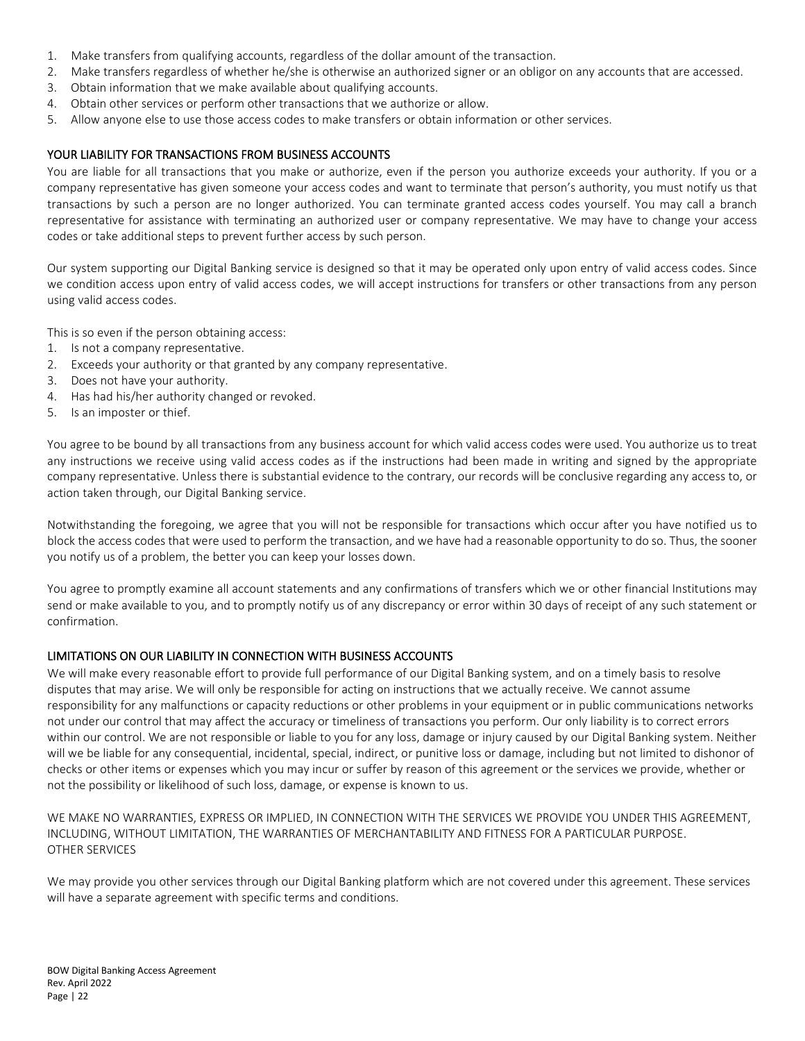1. Make transfers from qualifying accounts, regardless of the dollar amount of the transaction.
2. Make transfers regardless of whether he/she is otherwise an authorized signer or an obligor on any accounts that are accessed.
3. Obtain information that we make available about qualifying accounts.
4. Obtain other services or perform other transactions that we authorize or allow.
5. Allow anyone else to use those access codes to make transfers or obtain information or other services.

## YOUR LIABILITY FOR TRANSACTIONS FROM BUSINESS ACCOUNTS

You are liable for all transactions that you make or authorize, even if the person you authorize exceeds your authority. If you or a company representative has given someone your access codes and want to terminate that person's authority, you must notify us that transactions by such a person are no longer authorized. You can terminate granted access codes yourself. You may call a branch representative for assistance with terminating an authorized user or company representative. We may have to change your access codes or take additional steps to prevent further access by such person.

Our system supporting our Digital Banking service is designed so that it may be operated only upon entry of valid access codes. Since we condition access upon entry of valid access codes, we will accept instructions for transfers or other transactions from any person using valid access codes.

This is so even if the person obtaining access:

1. Is not a company representative.
2. Exceeds your authority or that granted by any company representative.
3. Does not have your authority.
4. Has had his/her authority changed or revoked.
5. Is an imposter or thief.

You agree to be bound by all transactions from any business account for which valid access codes were used. You authorize us to treat any instructions we receive using valid access codes as if the instructions had been made in writing and signed by the appropriate company representative. Unless there is substantial evidence to the contrary, our records will be conclusive regarding any access to, or action taken through, our Digital Banking service.

Notwithstanding the foregoing, we agree that you will not be responsible for transactions which occur after you have notified us to block the access codes that were used to perform the transaction, and we have had a reasonable opportunity to do so. Thus, the sooner you notify us of a problem, the better you can keep your losses down.

You agree to promptly examine all account statements and any confirmations of transfers which we or other financial Institutions may send or make available to you, and to promptly notify us of any discrepancy or error within 30 days of receipt of any such statement or confirmation.

## LIMITATIONS ON OUR LIABILITY IN CONNECTION WITH BUSINESS ACCOUNTS

We will make every reasonable effort to provide full performance of our Digital Banking system, and on a timely basis to resolve disputes that may arise. We will only be responsible for acting on instructions that we actually receive. We cannot assume responsibility for any malfunctions or capacity reductions or other problems in your equipment or in public communications networks not under our control that may affect the accuracy or timeliness of transactions you perform. Our only liability is to correct errors within our control. We are not responsible or liable to you for any loss, damage or injury caused by our Digital Banking system. Neither will we be liable for any consequential, incidental, special, indirect, or punitive loss or damage, including but not limited to dishonor of checks or other items or expenses which you may incur or suffer by reason of this agreement or the services we provide, whether or not the possibility or likelihood of such loss, damage, or expense is known to us.

WE MAKE NO WARRANTIES, EXPRESS OR IMPLIED, IN CONNECTION WITH THE SERVICES WE PROVIDE YOU UNDER THIS AGREEMENT, INCLUDING, WITHOUT LIMITATION, THE WARRANTIES OF MERCHANTABILITY AND FITNESS FOR A PARTICULAR PURPOSE.

## OTHER SERVICES

We may provide you other services through our Digital Banking platform which are not covered under this agreement. These services will have a separate agreement with specific terms and conditions.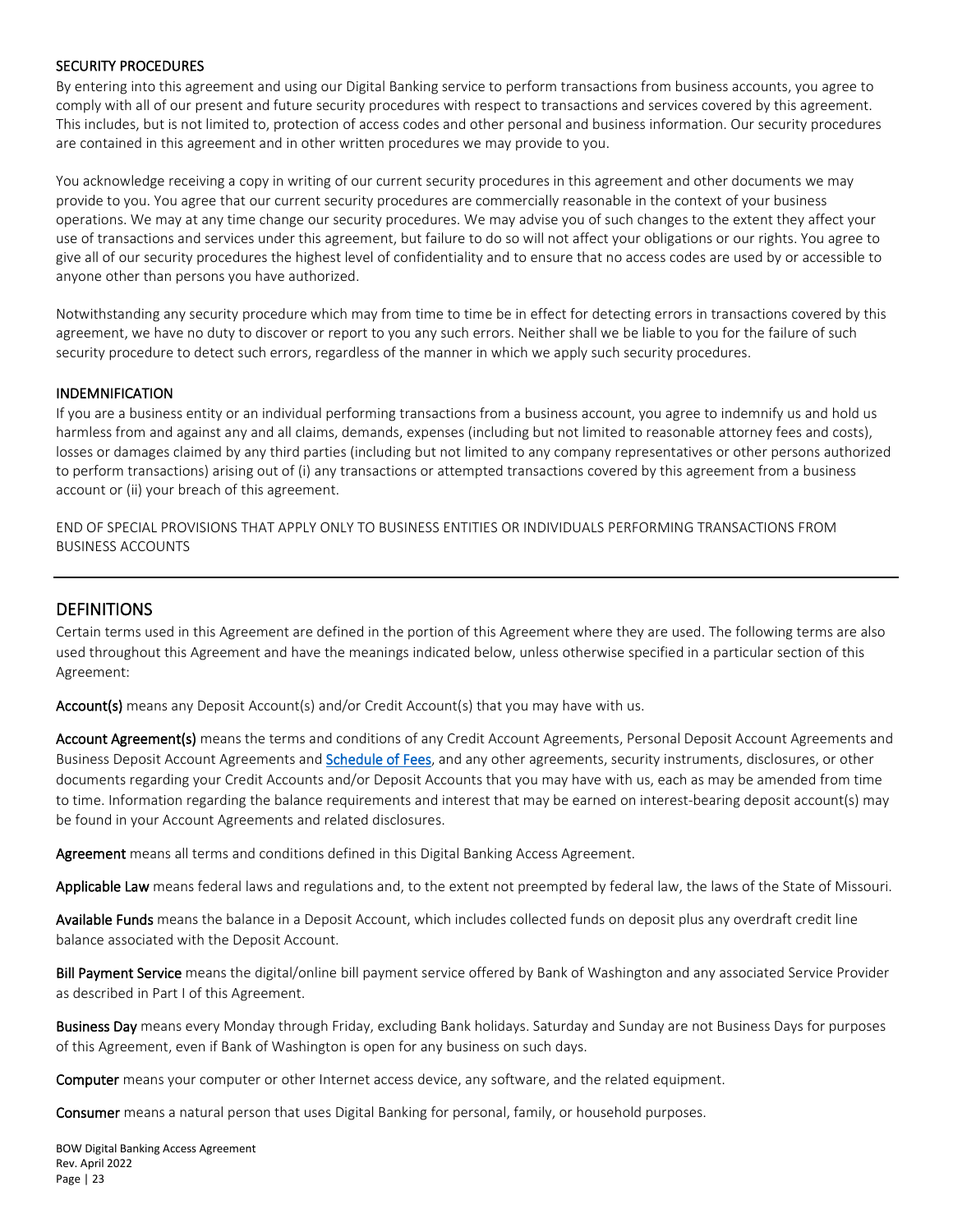### SECURITY PROCEDURES

By entering into this agreement and using our Digital Banking service to perform transactions from business accounts, you agree to comply with all of our present and future security procedures with respect to transactions and services covered by this agreement. This includes, but is not limited to, protection of access codes and other personal and business information. Our security procedures are contained in this agreement and in other written procedures we may provide to you.

You acknowledge receiving a copy in writing of our current security procedures in this agreement and other documents we may provide to you. You agree that our current security procedures are commercially reasonable in the context of your business operations. We may at any time change our security procedures. We may advise you of such changes to the extent they affect your use of transactions and services under this agreement, but failure to do so will not affect your obligations or our rights. You agree to give all of our security procedures the highest level of confidentiality and to ensure that no access codes are used by or accessible to anyone other than persons you have authorized.

Notwithstanding any security procedure which may from time to time be in effect for detecting errors in transactions covered by this agreement, we have no duty to discover or report to you any such errors. Neither shall we be liable to you for the failure of such security procedure to detect such errors, regardless of the manner in which we apply such security procedures.

### INDEMNIFICATION

If you are a business entity or an individual performing transactions from a business account, you agree to indemnify us and hold us harmless from and against any and all claims, demands, expenses (including but not limited to reasonable attorney fees and costs), losses or damages claimed by any third parties (including but not limited to any company representatives or other persons authorized to perform transactions) arising out of (i) any transactions or attempted transactions covered by this agreement from a business account or (ii) your breach of this agreement.

END OF SPECIAL PROVISIONS THAT APPLY ONLY TO BUSINESS ENTITIES OR INDIVIDUALS PERFORMING TRANSACTIONS FROM BUSINESS ACCOUNTS

---

## DEFINITIONS

Certain terms used in this Agreement are defined in the portion of this Agreement where they are used. The following terms are also used throughout this Agreement and have the meanings indicated below, unless otherwise specified in a particular section of this Agreement:

**Account(s)** means any Deposit Account(s) and/or Credit Account(s) that you may have with us.

**Account Agreement(s)** means the terms and conditions of any Credit Account Agreements, Personal Deposit Account Agreements and Business Deposit Account Agreements and Schedule of Fees, and any other agreements, security instruments, disclosures, or other documents regarding your Credit Accounts and/or Deposit Accounts that you may have with us, each as may be amended from time to time. Information regarding the balance requirements and interest that may be earned on interest-bearing deposit account(s) may be found in your Account Agreements and related disclosures.

**Agreement** means all terms and conditions defined in this Digital Banking Access Agreement.

**Applicable Law** means federal laws and regulations and, to the extent not preempted by federal law, the laws of the State of Missouri.

**Available Funds** means the balance in a Deposit Account, which includes collected funds on deposit plus any overdraft credit line balance associated with the Deposit Account.

**Bill Payment Service** means the digital/online bill payment service offered by Bank of Washington and any associated Service Provider as described in Part I of this Agreement.

**Business Day** means every Monday through Friday, excluding Bank holidays. Saturday and Sunday are not Business Days for purposes of this Agreement, even if Bank of Washington is open for any business on such days.

**Computer** means your computer or other Internet access device, any software, and the related equipment.

**Consumer** means a natural person that uses Digital Banking for personal, family, or household purposes.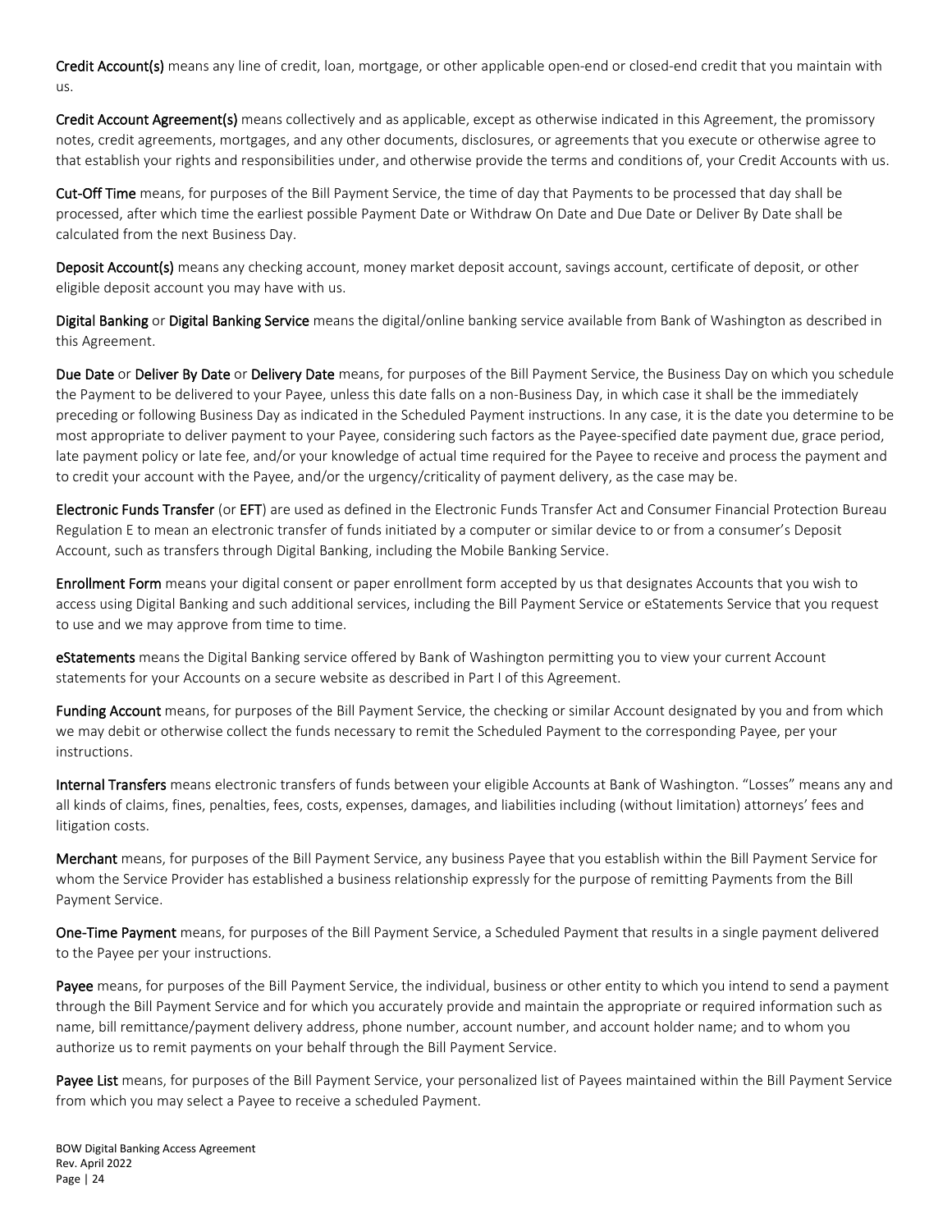**Credit Account(s)** means any line of credit, loan, mortgage, or other applicable open-end or closed-end credit that you maintain with us.

**Credit Account Agreement(s)** means collectively and as applicable, except as otherwise indicated in this Agreement, the promissory notes, credit agreements, mortgages, and any other documents, disclosures, or agreements that you execute or otherwise agree to that establish your rights and responsibilities under, and otherwise provide the terms and conditions of, your Credit Accounts with us.

**Cut-Off Time** means, for purposes of the Bill Payment Service, the time of day that Payments to be processed that day shall be processed, after which time the earliest possible Payment Date or Withdraw On Date and Due Date or Deliver By Date shall be calculated from the next Business Day.

**Deposit Account(s)** means any checking account, money market deposit account, savings account, certificate of deposit, or other eligible deposit account you may have with us.

**Digital Banking** or **Digital Banking Service** means the digital/online banking service available from Bank of Washington as described in this Agreement.

**Due Date** or **Deliver By Date** or **Delivery Date** means, for purposes of the Bill Payment Service, the Business Day on which you schedule the Payment to be delivered to your Payee, unless this date falls on a non-Business Day, in which case it shall be the immediately preceding or following Business Day as indicated in the Scheduled Payment instructions. In any case, it is the date you determine to be most appropriate to deliver payment to your Payee, considering such factors as the Payee-specified date payment due, grace period, late payment policy or late fee, and/or your knowledge of actual time required for the Payee to receive and process the payment and to credit your account with the Payee, and/or the urgency/criticality of payment delivery, as the case may be.

**Electronic Funds Transfer** (or **EFT**) are used as defined in the Electronic Funds Transfer Act and Consumer Financial Protection Bureau Regulation E to mean an electronic transfer of funds initiated by a computer or similar device to or from a consumer's Deposit Account, such as transfers through Digital Banking, including the Mobile Banking Service.

**Enrollment Form** means your digital consent or paper enrollment form accepted by us that designates Accounts that you wish to access using Digital Banking and such additional services, including the Bill Payment Service or eStatements Service that you request to use and we may approve from time to time.

**eStatements** means the Digital Banking service offered by Bank of Washington permitting you to view your current Account statements for your Accounts on a secure website as described in Part I of this Agreement.

**Funding Account** means, for purposes of the Bill Payment Service, the checking or similar Account designated by you and from which we may debit or otherwise collect the funds necessary to remit the Scheduled Payment to the corresponding Payee, per your instructions.

**Internal Transfers** means electronic transfers of funds between your eligible Accounts at Bank of Washington. "Losses" means any and all kinds of claims, fines, penalties, fees, costs, expenses, damages, and liabilities including (without limitation) attorneys' fees and litigation costs.

**Merchant** means, for purposes of the Bill Payment Service, any business Payee that you establish within the Bill Payment Service for whom the Service Provider has established a business relationship expressly for the purpose of remitting Payments from the Bill Payment Service.

**One-Time Payment** means, for purposes of the Bill Payment Service, a Scheduled Payment that results in a single payment delivered to the Payee per your instructions.

**Payee** means, for purposes of the Bill Payment Service, the individual, business or other entity to which you intend to send a payment through the Bill Payment Service and for which you accurately provide and maintain the appropriate or required information such as name, bill remittance/payment delivery address, phone number, account number, and account holder name; and to whom you authorize us to remit payments on your behalf through the Bill Payment Service.

**Payee List** means, for purposes of the Bill Payment Service, your personalized list of Payees maintained within the Bill Payment Service from which you may select a Payee to receive a scheduled Payment.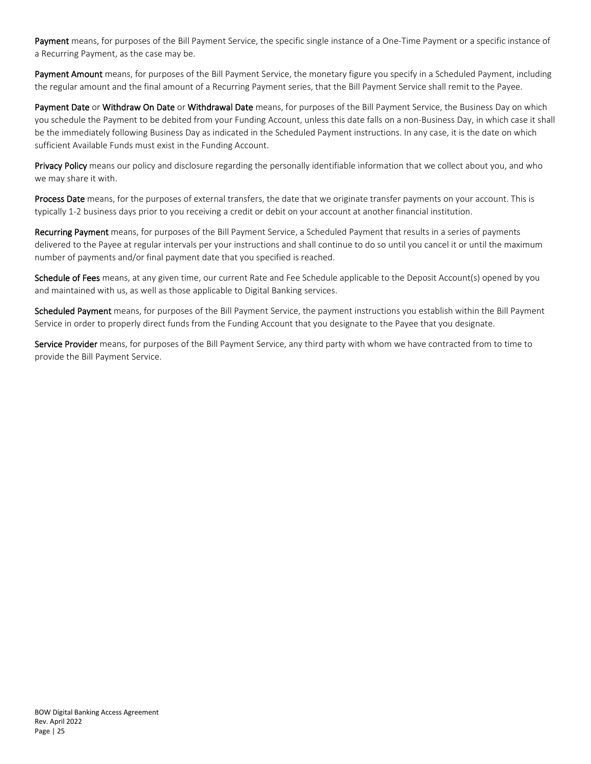**Payment** means, for purposes of the Bill Payment Service, the specific single instance of a One-Time Payment or a specific instance of a Recurring Payment, as the case may be.

**Payment Amount** means, for purposes of the Bill Payment Service, the monetary figure you specify in a Scheduled Payment, including the regular amount and the final amount of a Recurring Payment series, that the Bill Payment Service shall remit to the Payee.

**Payment Date** or **Withdraw On Date** or **Withdrawal Date** means, for purposes of the Bill Payment Service, the Business Day on which you schedule the Payment to be debited from your Funding Account, unless this date falls on a non-Business Day, in which case it shall be the immediately following Business Day as indicated in the Scheduled Payment instructions. In any case, it is the date on which sufficient Available Funds must exist in the Funding Account.

**Privacy Policy** means our policy and disclosure regarding the personally identifiable information that we collect about you, and who we may share it with.

**Process Date** means, for the purposes of external transfers, the date that we originate transfer payments on your account. This is typically 1-2 business days prior to you receiving a credit or debit on your account at another financial institution.

**Recurring Payment** means, for purposes of the Bill Payment Service, a Scheduled Payment that results in a series of payments delivered to the Payee at regular intervals per your instructions and shall continue to do so until you cancel it or until the maximum number of payments and/or final payment date that you specified is reached.

**Schedule of Fees** means, at any given time, our current Rate and Fee Schedule applicable to the Deposit Account(s) opened by you and maintained with us, as well as those applicable to Digital Banking services.

**Scheduled Payment** means, for purposes of the Bill Payment Service, the payment instructions you establish within the Bill Payment Service in order to properly direct funds from the Funding Account that you designate to the Payee that you designate.

**Service Provider** means, for purposes of the Bill Payment Service, any third party with whom we have contracted from to time to provide the Bill Payment Service.